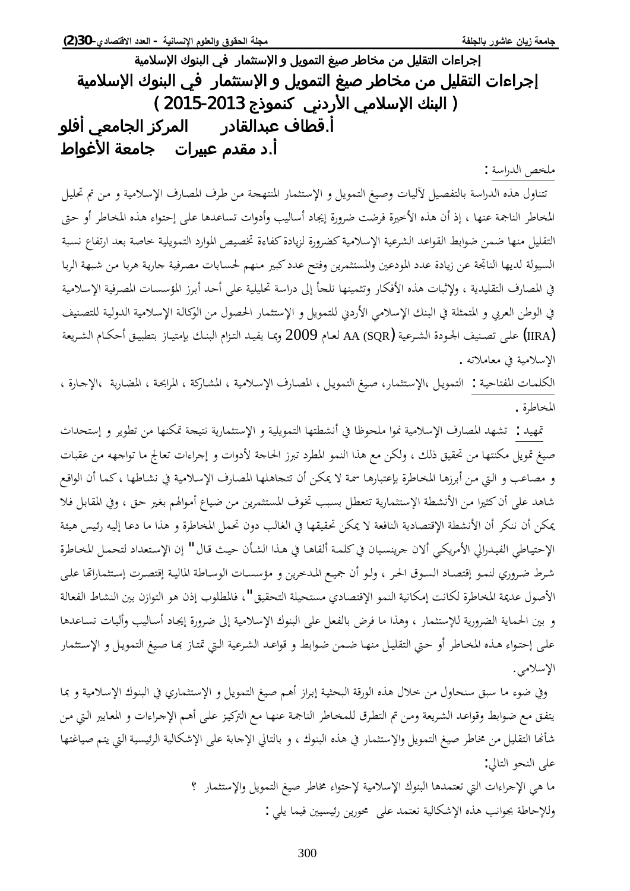# إجراءات التقليل من مخاطر صيغ التمويل و الإستثمار في البنوك الإسلامية

## ( البنك الإسلامي الأردني كنموذج 2013-2015 )

**أ.قطاف عبدالقادر المركز الجامعي أفلو**

**أ.د مقدم عبيرات جامعة الأغواط**

ملخص الدراسة :

تتناول هذه الدراسة بالتفصيل لآليات وصيغ التمويل و الإستثمار المنتهجة من طرف المصارف الإسلامية و من تم تحليل المخاطر الناجمة عنها ، إذ أن هذه الأخيرة فرضت ضرورة إيجاد أساليب وأدوات تساعدها على إحتواء هذه المخاطر أو حتى التقليل منها ضمن ضوابط القواعد الشرعية الإسلامية كضرورة لزيادة كفاءة تخصيص الموارد التمويلية خاصة بعد ارتفاع نسبة السيولة لديها الناتجة عن زيادة عدد المودعين والمستثمرين وفتح عدد كبير منهم لحسابات مصرفية جارية هربا من شبهة الربا في المصارف التقليدية ، ولإثبات هذه الأفكار وتثمينها نلجأ إلى دراسة تحليلية على أحد أبرز المؤسسات المصرفية الإسلامية في الوطن العربي و المتمثلة في البنك الإسلامي الأردني للتمويل و الإستثمار الحصول من الوكالة الإسلامية الدولية للتصنيف (IIRA) على تصنيف الجودة الشرعية (SQR) AA لعام 2009 وبما يفيد التزام البنك بإمتياز بتطبيق أحكام الشريعة الإسلامية في معاملاته .

الكلمات المفتاحية : التمويل ،الإستثمار، صيغ التمويل ، المصارف الإسلامية ، المشاركة ، المرابحة ، المضاربة ،الإجارة ، المخاطرة .

تمهيد : تشهد المصارف الإسلامية نموا ملحوظا في أنشطتها التمويلية و الإستثمارية نتيجة تمكنها من تطوير و إستحداث صيغ تمويل مكنتها من تحقيق ذلك ، ولكن مع هذا النمو المطرد تبرز الحاجة لأدوات و إجراءات تعالج ما تواجهه من عقبات و مصاعب و التي من أبرزها المخاطرة بإعتبارها سمة لا يمكن أن تتجاهلها المصارف الإسلامية في نشاطها ، كما أن الواقع شاهد على أن كثيرا من الأنشطة الإستثمارية تتعطل بسبب تخوف المستثمرين من ضياع أموالهم بغير حق ، وفي المقابل فلا يمكن أن ننكر أن الأنشطة الإقتصادية النافعة لا يمكن تحقيقها في الغالب دون تحمل المخاطرة و هذا ما دعا إليه رئيس هيئة الإحتياطي الفيدرالي الأمريكي ألان جرينسبان في كلمة ألقاها في هذا الشأن حيث قال" إن الإستعداد لتحمل المخاطرة شرط ضروري لنمو إقتصاد السوق الحر ، ولو أن جميع المدخرين و مؤسسات الوساطة المالية إقتصرت إستثماراتها على الأصول عديمة المخاطرة لكانت إمكانية النمو الإقتصادي مستحيلة التحقيق"، فالمطلوب إذن هو التوازن بين النشاط الفعالة و بين الحماية الضرورية للإستثمار ، وهذا ما فرض بالفعل على البنوك الإسلامية إلى ضرورة إيجاد أساليب وأليات تساعدها على إحتواء هذه المخاطر أو حتى التقليل منها ضمن ضوابط و قواعد الشرعية التي تمتاز بها صيغ التمويل و الإستثمار الإسلامي.

وفي ضوء ما سبق سنحاول من خلال هذه الورقة البحثية إبراز أهم صيغ التمويل و الإستثماري في البنوك الإسلامية و بما يتفق مع ضوابط وقواعد الشريعة ومن تم التطرق للمخاطر الناجمة عنها مع التركيز على أهم الإجراءات و المعايير التي من شأنها التقليل من مخاطر صيغ التمويل والإستثمار في هذه البنوك ، و بالتالي الإجابة على الإشكالية الرئيسية التي يتم صياغتها على النحو التالي:

ما هي الإجراءات التي تعتمدها البنوك الإسلامية لإحتواء مخاطر صيغ التمويل والإستثمار ؟

وللإحاطة بجوانب هذه الإشكالية نعتمد على محورين رئيسيين فيما يلي :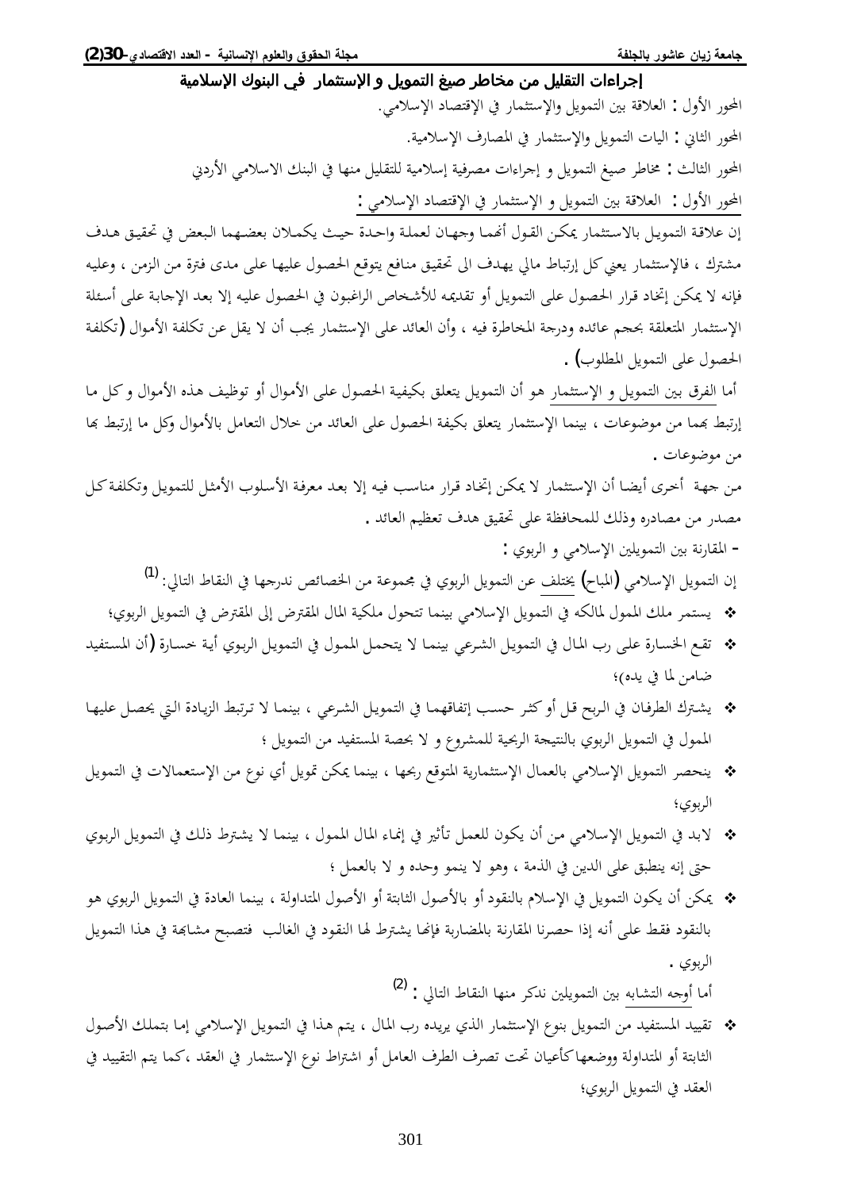## إجراءات التقليل من مخاطر صيغ التمويل و الإستثمار في البنوك الإسلامية

المحور الأول : العلاقة بين التمويل والإستثمار في الإقتصاد الإسلامي.

المحور الثاني : اليات التمويل والإستثمار في المصارف الإسلامية.

المحور الثالث : مخاطر صيغ التمويل و إجراءات مصرفية إسلامية للتقليل منها في البنك الاسلامي الأردني

المحور الأول : العلاقة بين التمويل و الإستثمار في الإقتصاد الإسلامي :

إن علاقة التمويل بالاستثمار يمكن القول أنهما وجهان لعملة واحدة حيث يكملان بعضهما البعض في تحقيق هدف مشترك ، فالإستثمار يعني كل إرتباط مالي يهدف الى تحقيق منافع يتوقع الحصول عليها على مدى فترة من الزمن ، وعليه فإنه لا يمكن إتخاذ قرار الحصول على التمويل أو تقديمه للأشخاص الراغبون في الحصول عليه إلا بعد الإجابة على أسئلة الإستثمار المتعلقة بحجم عائده ودرجة المخاطرة فيه ، وأن العائد على الإستثمار يجب أن لا يقل عن تكلفة الأموال (تكلفة الحصول على التمويل المطلوب) .

أما الفرق بين التمويل و الإستثمار هو أن التمويل يتعلق بكيفية الحصول على الأموال أو توظيف هذه الأموال و كل ما إرتبط بهما من موضوعات ، بينما الإستثمار يتعلق بكيفة الحصول على العائد من خلال التعامل بالأموال وكل ما إرتبط بها من موضوعات .

من جهة أخرى أيضا أن الإستثمار لا يمكن إتخاذ قرار مناسب فيه إلا بعد معرفة الأسلوب الأمثل للتمويل وتكلفة كل مصدر من مصادره وذلك للمحافظة على تحقيق هدف تعظيم العائد .

- المقارنة بين التمويلين الإسلامي و الربوي :

إن التمويل الإسلامي (المباح) يختلف عن التمويل الربوي في مجموعة من الخصائص ندرجها في النقاط التالي: [1]

- يستمر ملك الممول لمالكه في التمويل الإسلامي بينما تتحول ملكية المال المقترض إلى المقترض في التمويل الربوي؛
- تقع الخسارة على رب المال في التمويل الشرعي بينما لا يتحمل الممول في التمويل الربوي أية خسارة (أن المستفيد ضامن لما في يده)؛
- يشترك الطرفان في الربح قل أو كثر حسب إتفاقهما في التمويل الشرعي ، بينما لا ترتبط الزيادة التي يحصل عليها الممول في التمويل الربوي بالنتيجة الربحية للمشروع و لا بحصة المستفيد من التمويل ؛
- ينحصر التمويل الإسلامي بالعمال الإستثمارية المتوقع ربحها ، بينما يمكن تمويل أي نوع من الإستعمالات في التمويل الربوي؛
- لابد في التمويل الإسلامي من أن يكون للعمل تأثير في إنماء المال الممول ، بينما لا يشترط ذلك في التمويل الربوي حتى إنه ينطبق على الدين في الذمة ، وهو لا ينمو وحده و لا بالعمل ؛
- يمكن أن يكون التمويل في الإسلام بالنقود أو بالأصول الثابتة أو الأصول المتداولة ، بينما العادة في التمويل الربوي هو بالنقود فقط على أنه إذا حصرنا المقارنة بالمضاربة فإنها يشترط لها النقود في الغالب فتصبح مشابهة في هذا التمويل الربوي .

أما أوجه التشابه بين التمويلين نذكر منها النقاط التالي : [2]

- تقييد المستفيد من التمويل بنوع الإستثمار الذي يريده رب المال ، يتم هذا في التمويل الإسلامي إما بتملك الأصول الثابتة أو المتداولة ووضعها كأعيان تحت تصرف الطرف العامل أو اشتراط نوع الإستثمار في العقد ،كما يتم التقييد في العقد في التمويل الربوي؛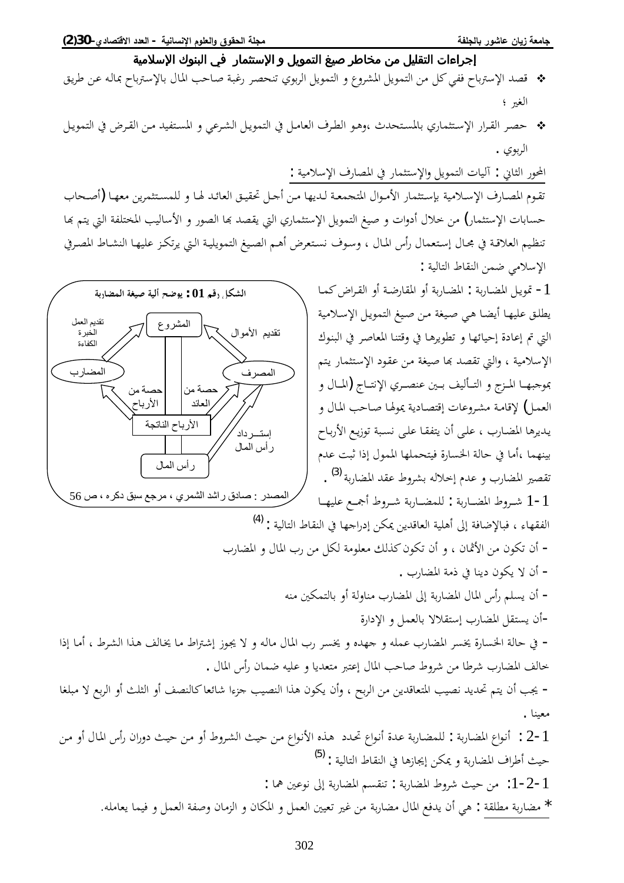## إجراءات التقليل من مخاطر صيغ التمويل و الإستثمار في البنوك الإسلامية

- قصد الإسترباح ففي كل من التمويل المشروع و التمويل الربوي تنحصر رغبة صاحب المال بالإسترباح بماله عن طريق الغير ؛
- حصر القرار الإستثماري بالمستحدث ،وهو الطرف العامل في التمويل الشرعي و المستفيد من القرض في التمويل الربوي .

### المحور الثاني : آليات التمويل والإستثمار في المصارف الإسلامية :

تقوم المصارف الإسلامية بإستثمار الأموال المتجمعة لديها من أجل تحقيق العائد لها و للمستثمرين معها (أصحاب حسابات الإستثمار) من خلال أدوات و صيغ التمويل الإستثماري التي يقصد بها الصور و الأساليب المختلفة التي يتم بها تنظيم العلاقة في مجال إستعمال رأس المال ، وسوف نستعرض أهم الصيغ التمويلية التي يرتكز عليها النشاط المصرفي الإسلامي ضمن النقاط التالية :

1- تمويل المضاربة : المضاربة أو المقارضة أو القراض كما يطلق عليها أيضا هي صيغة من صيغ التمويل الإسلامية التي تم إعادة إحيائها و تطويرها في وقتنا المعاصر في البنوك الإسلامية ، والتي تقصد بها صيغة من عقود الإستثمار يتم بموجبها المزج و التأليف بين عنصري الإنتاج (المال و العمل) لإقامة مشروعات إقتصادية يمولها صاحب المال و يديرها المضارب ، على أن يتفقا على نسبة توزيع الأرباح بينهما ،أما في حالة الخسارة فيتحملها الممول إذا ثبت عدم تقصير المضارب و عدم إخلاله بشروط عقد المضاربة [3] .

**الشكل رقم 01 : يوضح ألية صيغة المضاربة**

| | | |
|---|---|---|
| المضارب | المشروع | المصرف |
| تقديم العمل، الخبرة، الكفاءة ← المشروع | | تقديم الأموال ← المشروع |
| حصة من الأرباح ← المضارب | الأرباح الناتجة | حصة من العائد ← المصرف |
| | رأس المال | إستـــرداد رأس المال ← المصرف |

المصدر : صادق راشد الشمري ، مرجع سبق ذكره ، ص 56

1-1 شروط المضاربة : للمضاربة شروط أجمع عليها الفقهاء ، فبالإضافة إلى أهلية العاقدين يمكن إدراجها في النقاط التالية : [4]

- أن تكون من الأثمان ، و أن تكون كذلك معلومة لكل من رب المال و المضارب
- أن لا يكون دينا في ذمة المضارب .
- أن يسلم رأس المال المضاربة إلى المضارب مناولة أو بالتمكين منه
- أن يستقل المضارب إستقلالا بالعمل و الإدارة
- في حالة الخسارة يخسر المضارب عمله و جهده و يخسر رب المال ماله و لا يجوز إشتراط ما يخالف هذا الشرط ، أما إذا خالف المضارب شرطا من شروط صاحب المال إعتبر متعديا و عليه ضمان رأس المال .
- يجب أن يتم تحديد نصيب المتعاقدين من الربح ، وأن يكون هذا النصيب جزءا شائعا كالنصف أو الثلث أو الربع لا مبلغا معينا .

1-2 : أنواع المضاربة : للمضاربة عدة أنواع تحدد هذه الأنواع من حيث الشروط أو من حيث دوران رأس المال أو من حيث أطراف المضاربة و يمكن إيجازها في النقاط التالية : [5]

1-2-1: من حيث شروط المضاربة : تنقسم المضاربة إلى نوعين هما :

* مضاربة مطلقة : هي أن يدفع المال مضاربة من غير تعيين العمل و المكان و الزمان وصفة العمل و فيما يعامله.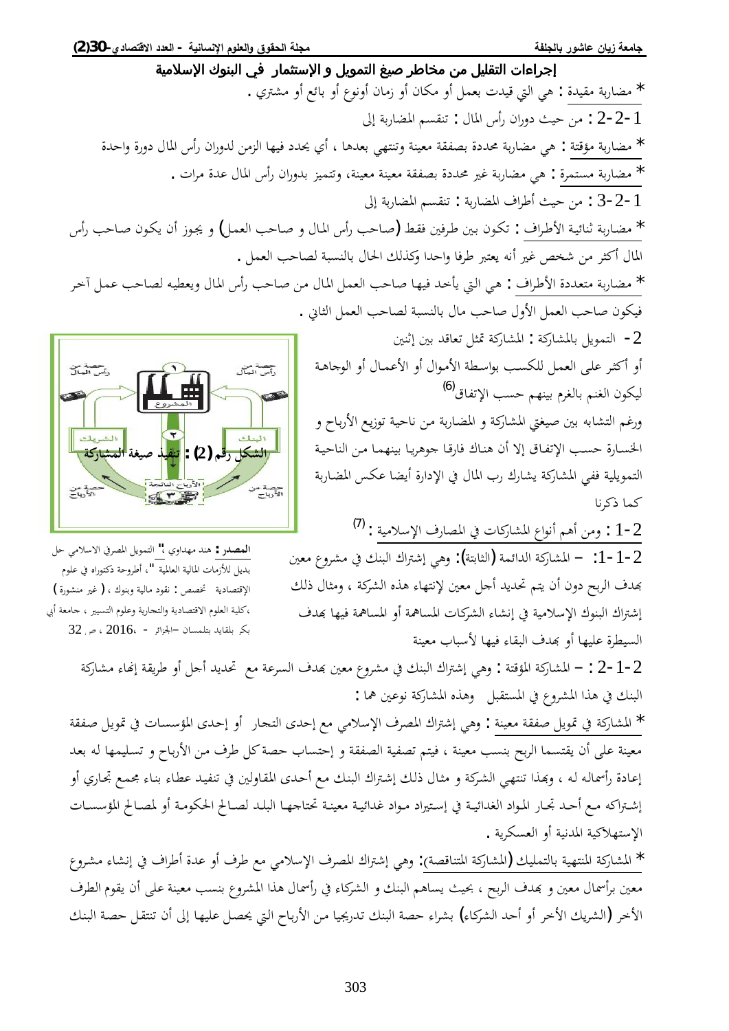## إجراءات التقليل من مخاطر صيغ التمويل و الإستثمار في البنوك الإسلامية

* مضاربة مقيدة : هي التي قيدت بعمل أو مكان أو زمان أونوع أو بائع أو مشتري .

1-2-2 : من حيث دوران رأس المال : تنقسم المضاربة إلى

* مضاربة مؤقتة : هي مضاربة محددة بصفقة معينة وتنتهي بعدها ، أي يحدد فيها الزمن لدوران رأس المال دورة واحدة

* مضاربة مستمرة : هي مضاربة غير محددة بصفقة معينة معينة، وتتميز بدوران رأس المال عدة مرات .

1-2-3 : من حيث أطراف المضاربة : تنقسم المضاربة إلى

* مضاربة ثنائية الأطراف : تكون بين طرفين فقط (صاحب رأس المال و صاحب العمل) و يجوز أن يكون صاحب رأس المال أكثر من شخص غير أنه يعتبر طرفا واحدا وكذلك الحال بالنسبة لصاحب العمل .

* مضاربة متعددة الأطراف : هي التي يأخد فيها صاحب العمل المال من صاحب رأس المال ويعطيه لصاحب عمل آخر فيكون صاحب العمل الأول صاحب مال بالنسبة لصاحب العمل الثاني .

2- التمويل بالمشاركة : المشاركة تمثل تعاقد بين إثنين أو أكثر على العمل للكسب بواسطة الأموال أو الأعمال أو الوجاهة ليكون الغنم بالغرم بينهم حسب الإتفاق[6]

ورغم التشابه بين صيغتي المشاركة و المضاربة من ناحية توزيع الأرباح و الخسارة حسب الإتفاق إلا أن هناك فارقا جوهريا بينهما من الناحية التمويلية ففي المشاركة يشارك رب المال في الإدارة أيضا عكس المضاربة كما ذكرنا

الشكل رقم (2) : تنفيذ صيغة المشاركة

**المصدر :** هند مهداوي :" التمويل المصرفي الاسلامي حل بديل للأزمات المالية العالمية "، أطروحة دكتوراه في علوم الإقتصادية تخصص : نقود مالية وبنوك ، ( غير منشورة ) ،كلية العلوم الاقتصادية والتجارية وعلوم التسيير ، جامعة أبي بكر بلقايد بتلمسان –الجزائر - ،2016 ، ص 32

2-1 : ومن أهم أنواع المشاركات في المصارف الإسلامية :[7]

2-1-1: – المشاركة الدائمة (الثابتة): وهي إشتراك البنك في مشروع معين بهدف الربح دون أن يتم تحديد أجل معين لإنتهاء هذه الشركة ، ومثال ذلك إشتراك البنوك الإسلامية في إنشاء الشركات المساهمة أو المساهمة فيها بهدف السيطرة عليها أو بهدف البقاء فيها لأسباب معينة

2-1-2 : – المشاركة المؤقتة : وهي إشتراك البنك في مشروع معين بهدف السرعة مع تحديد أجل أو طريقة إنهاء مشاركة البنك في هذا المشروع في المستقبل وهذه المشاركة نوعين هما :

* المشاركة في تمويل صفقة معينة : وهي إشتراك المصرف الإسلامي مع إحدى التجار أو إحدى المؤسسات في تمويل صفقة معينة على أن يقتسما الربح بنسب معينة ، فيتم تصفية الصفقة و إحتساب حصة كل طرف من الأرباح و تسليمها له بعد إعادة رأسماله له ، وبهذا تنتهي الشركة و مثال ذلك إشتراك البنك مع أحدى المقاولين في تنفيد عطاء بناء مجمع تجاري أو إشتراكه مع أحد تجار المواد الغذائية في إستيراد مواد غذائية معينة تحتاجها البلد لصالح الحكومة أو لمصالح المؤسسات الإستهلاكية المدنية أو العسكرية .

* المشاركة المنتهية بالتمليك (المشاركة المتناقصة): وهي إشتراك المصرف الإسلامي مع طرف أو عدة أطراف في إنشاء مشروع معين برأسمال معين و بهدف الربح ، بحيث يساهم البنك و الشركاء في رأسمال هذا المشروع بنسب معينة على أن يقوم الطرف الأخر (الشريك الأخر أو أحد الشركاء) بشراء حصة البنك تدريجيا من الأرباح التي يحصل عليها إلى أن تنتقل حصة البنك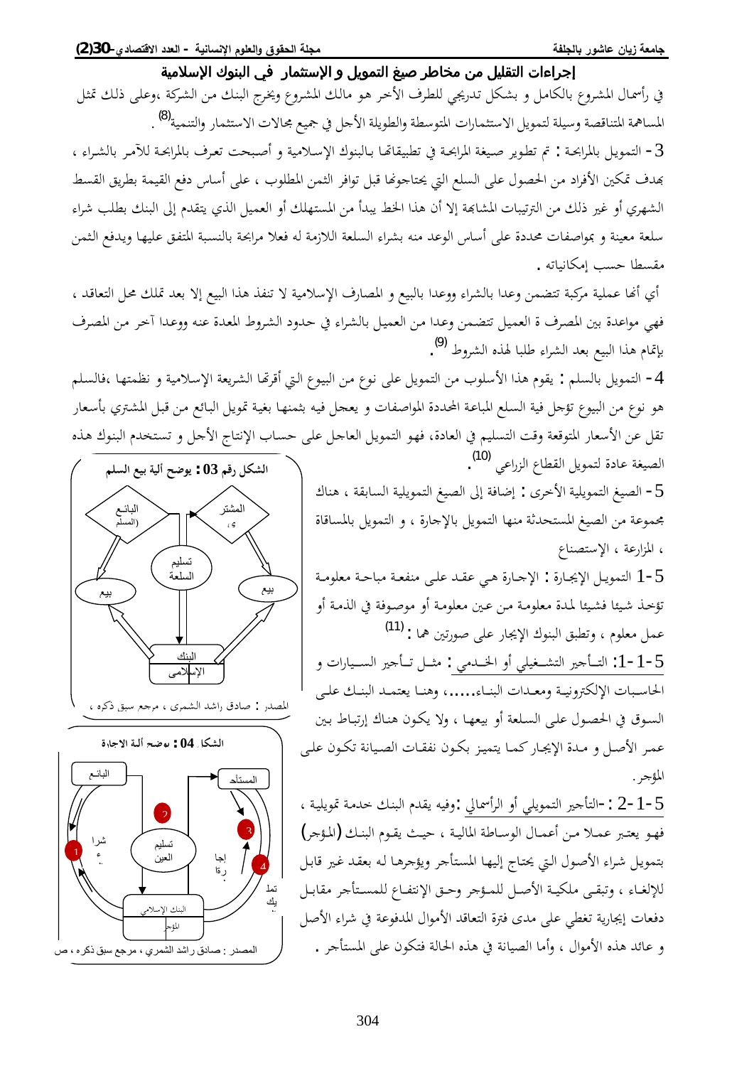في رأسمال المشروع بالكامل و بشكل تدريجي للطرف الأخر هو مالك المشروع ويخرج البنك من الشركة ،وعلى ذلك تمثل المساهمة المتناقصة وسيلة لتمويل الاستثمارات المتوسطة والطويلة الأجل في جميع مجالات الاستثمار والتنمية[8] .

3- التمويل بالمرابحة : تم تطوير صيغة المرابحة في تطبيقاتها بالبنوك الإسلامية و أصبحت تعرف بالمرابحة للآمر بالشراء ، بهدف تمكين الأفراد من الحصول على السلع التي يحتاجونها قبل توافر الثمن المطلوب ، على أساس دفع القيمة بطريق القسط الشهري أو غير ذلك من الترتيبات المشابهة إلا أن هذا الخط يبدأ من المستهلك أو العميل الذي يتقدم إلى البنك بطلب شراء سلعة معينة و بمواصفات محددة على أساس الوعد منه بشراء السلعة اللازمة له فعلا مرابحة بالنسبة المتفق عليها ويدفع الثمن مقسطا حسب إمكانياته .

أي أنها عملية مركبة تتضمن وعدا بالشراء ووعدا بالبيع و المصارف الإسلامية لا تنفذ هذا البيع إلا بعد تملك محل التعاقد ، فهي مواعدة بين المصرف ة العميل تتضمن وعدا من العميل بالشراء في حدود الشروط المعدة عنه ووعدا آخر من المصرف بإتمام هذا البيع بعد الشراء طلبا لهذه الشروط [9].

4- التمويل بالسلم : يقوم هذا الأسلوب من التمويل على نوع من البيوع التي أقرتها الشريعة الإسلامية و نظمتها ،فالسلم هو نوع من البيوع تؤجل فية السلع المباعة المحددة المواصفات و يعجل فيه بثمنها بغية تمويل البائع من قبل المشتري بأسعار تقل عن الأسعار المتوقعة وقت التسليم في العادة، فهو التمويل العاجل على حساب الإنتاج الأجل و تستخدم البنوك هذه الصيغة عادة لتمويل القطاع الزراعي [10].

**الشكل رقم 03 : يوضح ألية بيع السلم**

(البائع (المسلم) – المشتري – تسليم السلعة – بيع – بيع – البنك الإسلامي)

المصدر : صادق راشد الشمري ، مرجع سبق ذكره ،

5- الصيغ التمويلية الأخرى : إضافة إلى الصيغ التمويلية السابقة ، هناك مجموعة من الصيغ المستحدثة منها التمويل بالإجارة ، و التمويل بالمساقاة ، المزارعة ، الإستصناع

5-1 التمويل الإيجارة : الإجارة هي عقد على منفعة مباحة معلومة تؤخذ شيئا فشيئا لمدة معلومة من عين معلومة أو موصوفة في الذمة أو عمل معلوم ، وتطبق البنوك الإيجار على صورتين هما :[11]

5-1-1: التأجير التشغيلي أو الخدمي : مثل تأجير السيارات و الحاسبات الإلكترونية ومعدات البناء....، وهنا يعتمد البنك على السوق في الحصول على السلعة أو بيعها ، ولا يكون هناك إرتباط بين عمر الأصل و مدة الإيجار كما يتميز بكون نفقات الصيانة تكون على المؤجر.

5-1-2 : -التأجير التمويلي أو الرأسمالي :وفيه يقدم البنك خدمة تمويلية ، فهو يعتبر عملا من أعمال الوساطة المالية ، حيث يقوم البنك (المؤجر) بتمويل شراء الأصول التي يحتاج إليها المستأجر ويؤجرها له بعقد غير قابل للإلغاء ، وتبقى ملكية الأصل للمؤجر وحق الإنتفاع للمستأجر مقابل دفعات إيجارية تغطي على مدى فترة التعاقد الأموال المدفوعة في شراء الأصل و عائد هذه الأموال ، وأما الصيانة في هذه الحالة فتكون على المستأجر .

**الشكل 04 : يوضح آلية الاجارة**

(البائع – المستأجر – تسليم العين – شراء – إجارة – تمليك – البنك الإسلامي المؤجر – 1 – 2 – 3 – 4)

المصدر : صادق راشد الشمري ، مرجع سبق ذكره ، ص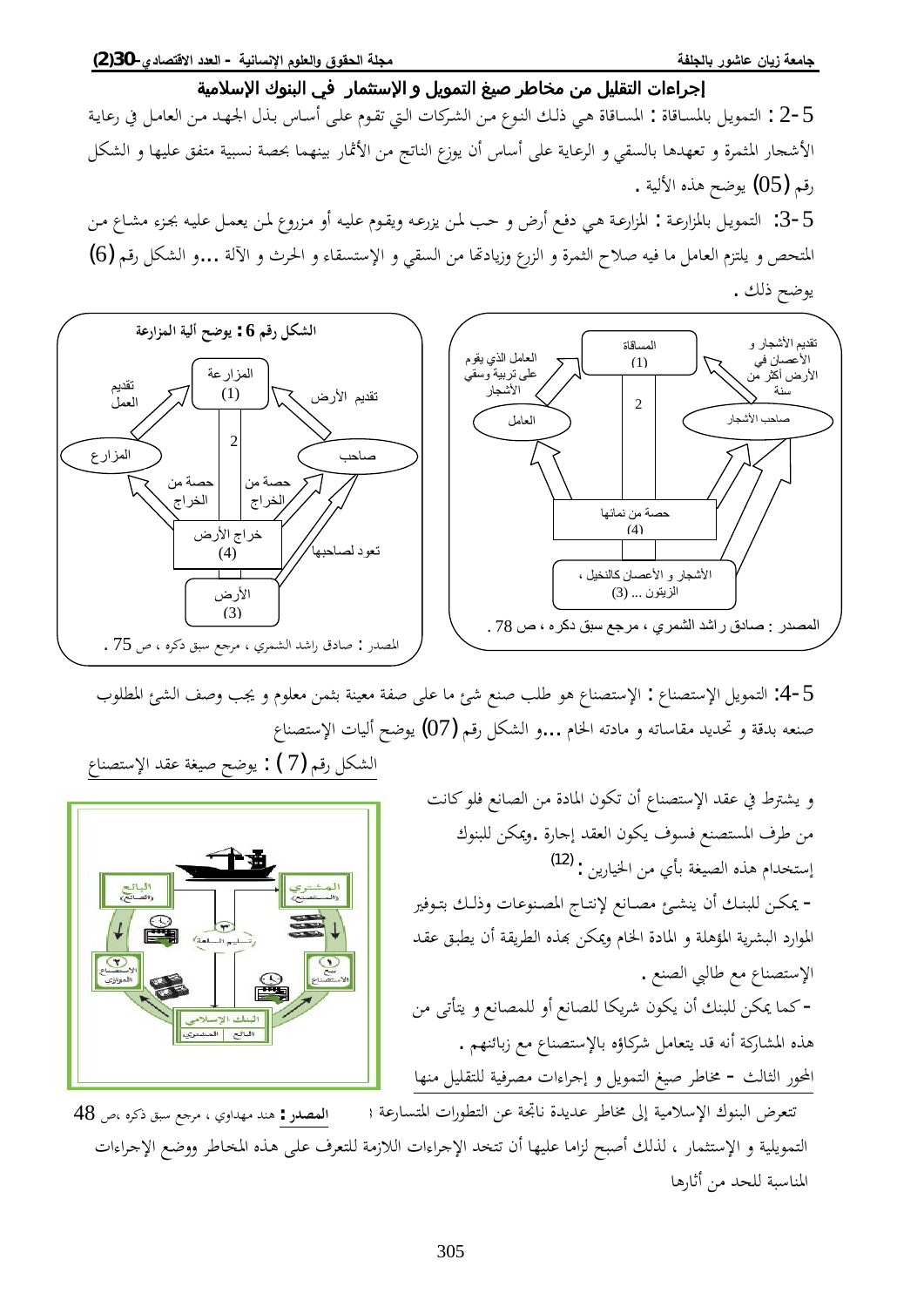## إجراءات التقليل من مخاطر صيغ التمويل و الإستثمار في البنوك الإسلامية

5-2 : التمويل بالمساقاة : المساقاة هي ذلك النوع من الشركات التي تقوم على أساس بذل الجهد من العامل في رعاية الأشجار المثمرة و تعهدها بالسقي و الرعاية على أساس أن يوزع الناتج من الأثمار بينهما بحصة نسبية متفق عليها و الشكل رقم (05) يوضح هذه الألية .

5-3: التمويل بالمزارعة : المزارعة هي دفع أرض و حب لمن يزرعه ويقوم عليه أو مزروع لمن يعمل عليه بجزء مشاع من المتحصل و يلتزم العامل ما فيه صلاح الثمرة و الزرع وزيادتها من السقي و الإستسقاء و الحرث و الآلة ...و الشكل رقم (6) يوضح ذلك .

المساقاة (1) — تقديم الأشجار و الأغصان في الأرض أكثر من سنة — صاحب الأشجار — العامل الذي يقوم على تربية وسقي الأشجار — العامل — 2 — حصة من نمائها (4) — الأشجار و الأغصان كالنخيل ، الزيتون ... (3)

المصدر : صادق راشد الشمري ، مرجع سبق ذكره ، ص 78 .

**الشكل رقم 6 : يوضح ألية المزارعة**

المزارعة (1) — تقديم العمل — تقديم الأرض — المزارع — صاحب — 2 — حصة من الخراج — حصة من الخراج — خراج الأرض (4) — تعود لصاحبها — الأرض (3)

المصدر : صادق راشد الشمري ، مرجع سبق ذكره ، ص 75 .

5-4: التمويل الإستصناع : الإستصناع هو طلب صنع شئ ما على صفة معينة بثمن معلوم و يجب وصف الشئ المطلوب صنعه بدقة و تحديد مقاساته و مادته الخام ...و الشكل رقم (07) يوضح أليات الإستصناع

الشكل رقم (7) : يوضح صيغة عقد الإستصناع

و يشترط في عقد الإستصناع أن تكون المادة من الصانع فلو كانت من طرف المستصنع فسوف يكون العقد إجارة .ويمكن للبنوك إستخدام هذه الصيغة بأي من الخيارين :[12]

- يمكن للبنك أن ينشئ مصانع لإنتاج المصنوعات وذلك بتوفير الموارد البشرية المؤهلة و المادة الخام ويمكن بهذه الطريقة أن يطبق عقد الإستصناع مع طالبي الصنع .
- كما يمكن للبنك أن يكون شريكا للصانع أو للمصانع و يتأتى من هذه المشاركة أنه قد يتعامل شركاؤه بالإستصناع مع زبائنهم .

المصدر : هند مهداوي ، مرجع سبق ذكره ،ص 48

المحور الثالث - مخاطر صيغ التمويل و إجراءات مصرفية للتقليل منها

تتعرض البنوك الإسلامية إلى مخاطر عديدة ناتجة عن التطورات المتسارعة في التمويلية و الإستثمار ، لذلك أصبح لزاما عليها أن تتخذ الإجراءات اللازمة للتعرف على هذه المخاطر ووضع الإجراءات المناسبة للحد من أثارها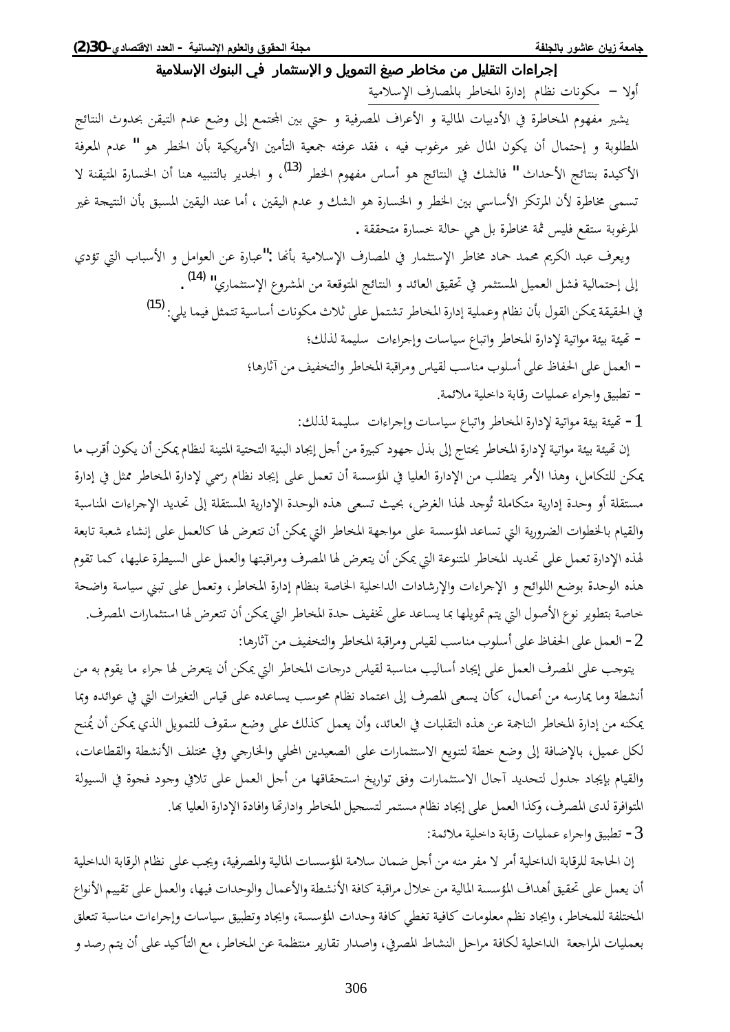## إجراءات التقليل من مخاطر صيغ التمويل و الإستثمار في البنوك الإسلامية

أولا – مكونات نظام إدارة المخاطر بالمصارف الإسلامية

يشير مفهوم المخاطرة في الأدبيات المالية و الأعراف المصرفية و حتي بين المجتمع إلى وضع عدم التيقن بحدوث النتائج المطلوبة و إحتمال أن يكون المال غير مرغوب فيه ، فقد عرفته جمعية التأمين الأمريكية بأن الخطر هو " عدم المعرفة الأكيدة بنتائج الأحداث " فالشك في النتائج هو أساس مفهوم الخطر (13)، و الجدير بالتنبيه هنا أن الخسارة المتيقنة لا تسمى مخاطرة لأن المرتكز الأساسي بين الخطر و الخسارة هو الشك و عدم اليقين ، أما عند اليقين المسبق بأن النتيجة غير المرغوبة ستقع فليس ثمة مخاطرة بل هي حالة خسارة متحققة .

ويعرف عبد الكريم محمد حماد مخاطر الإستثمار في المصارف الإسلامية بأنها :"عبارة عن العوامل و الأسباب التي تؤدي إلى إحتمالية فشل العميل المستثمر في تحقيق العائد و النتائج المتوقعة من المشروع الإستثماري" (14) .

في الحقيقة يمكن القول بأن نظام وعملية إدارة المخاطر تشتمل على ثلاث مكونات أساسية تتمثل فيما يلي: (15)

- تهيئة بيئة مواتية لإدارة المخاطر واتباع سياسات وإجراءات سليمة لذلك؛
- العمل على الحفاظ على أسلوب مناسب لقياس ومراقبة المخاطر والتخفيف من آثارها؛
- تطبيق واجراء عمليات رقابة داخلية ملائمة.

1 - تهيئة بيئة مواتية لإدارة المخاطر واتباع سياسات وإجراءات سليمة لذلك:

إن تهيئة بيئة مواتية لإدارة المخاطر يحتاج إلى بذل جهود كبيرة من أجل إيجاد البنية التحتية المتينة لنظام يمكن أن يكون أقرب ما يمكن للتكامل، وهذا الأمر يتطلب من الإدارة العليا في المؤسسة أن تعمل على إيجاد نظام رسمي لإدارة المخاطر ممثل في إدارة مستقلة أو وحدة إدارية متكاملة تُوجد لهذا الغرض، بحيث تسعى هذه الوحدة الإدارية المستقلة إلى تحديد الإجراءات المناسبة والقيام بالخطوات الضرورية التي تساعد المؤسسة على مواجهة المخاطر التي يمكن أن تتعرض لها كالعمل على إنشاء شعبة تابعة لهذه الإدارة تعمل على تحديد المخاطر المتنوعة التي يمكن أن يتعرض لها المصرف ومراقبتها والعمل على السيطرة عليها، كما تقوم هذه الوحدة بوضع اللوائح و الإجراءات والإرشادات الداخلية الخاصة بنظام إدارة المخاطر، وتعمل على تبني سياسة واضحة خاصة بتطوير نوع الأصول التي يتم تمويلها بما يساعد على تخفيف حدة المخاطر التي يمكن أن تتعرض لها استثمارات المصرف.

2 - العمل على الحفاظ على أسلوب مناسب لقياس ومراقبة المخاطر والتخفيف من آثارها:

يتوجب على المصرف العمل على إيجاد أساليب مناسبة لقياس درجات المخاطر التي يمكن أن يتعرض لها جراء ما يقوم به من أنشطة وما يمارسه من أعمال، كأن يسعى المصرف إلى اعتماد نظام محوسب يساعده على قياس التغيرات التي في عوائده وبما يمكنه من إدارة المخاطر الناجمة عن هذه التقلبات في العائد، وأن يعمل كذلك على وضع سقوف للتمويل الذي يمكن أن يُمنح لكل عميل، بالإضافة إلى وضع خطة لتنويع الاستثمارات على الصعيدين المحلي والخارجي وفي مختلف الأنشطة والقطاعات، والقيام بإيجاد جدول لتحديد آجال الاستثمارات وفق تواريخ استحقاقها من أجل العمل على تلافي وجود فجوة في السيولة المتوافرة لدى المصرف، وكذا العمل على إيجاد نظام مستمر لتسجيل المخاطر وادارتها وافادة الإدارة العليا بها.

3 - تطبيق واجراء عمليات رقابة داخلية ملائمة:

إن الحاجة للرقابة الداخلية أمر لا مفر منه من أجل ضمان سلامة المؤسسات المالية والمصرفية، ويجب على نظام الرقابة الداخلية أن يعمل على تحقيق أهداف المؤسسة المالية من خلال مراقبة كافة الأنشطة والأعمال والوحدات فيها، والعمل على تقييم الأنواع المختلفة للمخاطر، وايجاد نظم معلومات كافية تغطي كافة وحدات المؤسسة، وايجاد وتطبيق سياسات وإجراءات مناسبة تتعلق بعمليات المراجعة الداخلية لكافة مراحل النشاط المصرفي، واصدار تقارير منتظمة عن المخاطر، مع التأكيد على أن يتم رصد و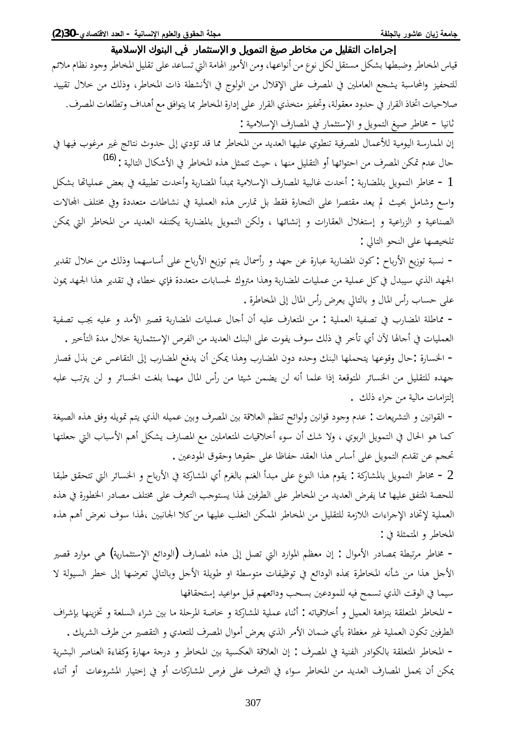قياس المخاطر وضبطها بشكل مستقل لكل نوع من أنواعها، ومن الأمور الهامة التي تساعد على تقليل المخاطر وجود نظام ملائم للتحفيز والمحاسبة يشجع العاملين في المصرف على الإقلال من الولوج في الأنشطة ذات المخاطر، وذلك من خلال تقييد صلاحيات اتخاذ القرار في حدود معقولة، وتحفيز متخذي القرار على إدارة المخاطر بما يتوافق مع أهداف وتطلعات المصرف.

ثانيا - مخاطر صيغ التمويل و الإستثمار في المصارف الإسلامية :

إن الممارسة اليومية للأعمال المصرفية تنطوي عليها العديد من المخاطر مما قد تؤدي إلى حدوث نتائج غير مرغوب فيها في حال عدم تمكن المصرف من احتوائها أو التقليل منها ، حيث تتمثل هذه المخاطر في الأشكال التالية :[16]

1 - مخاطر التمويل بالمضاربة : أخذت غالبية المصارف الإسلامية بمبدأ المضاربة وأخذت تطبيقه في بعض عملياتها بشكل واسع وشامل بحيث لم يعد مقتصرا على التجارة فقط بل تمارس هذه العملية في نشاطات متعددة وفي مختلف المجالات الصناعية و الزراعية و إستغلال العقارات و إنشائها ، ولكن التمويل بالمضاربة يكتنفه العديد من المخاطر التي يمكن تلخيصها على النحو التالي :

- نسبة توزيع الأرباح : كون المضاربة عبارة عن جهد و رأسمال يتم توزيع الأرباح على أساسهما وذلك من خلال تقدير الجهد الذي سيبذل في كل عملية من عمليات المضاربة وهذا متروك لحسابات متعددة فإي خطاء في تقدير هذا الجهد يمون على حساب رأس المال و بالتالي يعرض رأس المال إلى المخاطرة .

- مماطلة المضارب في تصفية العملية : من المتعارف عليه أن أجال عمليات المضاربة قصير الأمد و عليه يجب تصفية العمليات في أجالها لآن أي تأخر في ذلك سوف يفوت على البنك العديد من الفرص الإستثمارية خلال مدة التأخير .

- الخسارة :حال وقوعها يتحملها البنك وحده دون المضارب وهذا يمكن أن يدفع المضارب إلى التقاعس عن بذل قصار جهده للتقليل من الخسائر المتوقعة إذا علما أنه لن يضمن شيئا من رأس المال مهما بلغت الخسائر و لن يترتب عليه إلتزامات مالية من جراء ذلك .

- القوانين و التشريعات : عدم وجود قوانين ولوائح تنظم العلاقة بين المصرف وبين عميله الذي يتم تمويله وفق هذه الصيغة كما هو الحال في التمويل الربوي ، ولا شك أن سوء أخلاقيات المتعاملين مع المصارف يشكل أهم الأسباب التي جعلتها تحجم عن تقديم التمويل على أساس هذا العقد حفاظا على حقوها وحقوق المودعين .

2 - مخاطر التمويل بالمشاركة : يقوم هذا النوع على مبدأ الغنم بالغرم أي المشاركة في الأرباح و الخسائر التي تتحقق طبقا للحصة المتفق عليها مما يفرض العديد من المخاطر على الطرفين لهذا يستوجب التعرف على مختلف مصادر الخطورة في هذه العملية لإتخاذ الإجراءات اللازمة للتقليل من المخاطر الممكن التغلب عليها من كلا الجانبين ،لهذا سوف نعرض أهم هذه المخاطر و المتمثلة في :

- مخاطر مرتبطة بمصادر الأموال : إن معظم الموارد التي تصل إلى هذه المصارف (الودائع الإستثمارية) هي موارد قصير الأجل هذا من شأنه المخاطرة بهذه الودائع في توظيفات متوسطة او طويلة الأجل وبالتالي تعرضها إلى خطر السيولة لا سيما في الوقت الذي تسمح فيه للمودعين بسحب ودائعهم قبل مواعيد إستحقاقها

- المخاطر المتعلقة بنزاهة العميل و أخلاقياته : أثناء عملية المشاركة و خاصة المرحلة ما بين شراء السلعة و تخزينها بإشراف الطرفين تكون العملية غير مغطاة بأي ضمان الأمر الذي يعرض أموال المصرف للتعدي و التقصير من طرف الشريك .

- المخاطر المتعلقة بالكوادر الفنية في المصرف : إن العلاقة العكسية بين المخاطر و درجة مهارة وكفاءة العناصر البشرية يمكن أن يحمل المصارف العديد من المخاطر سواء في التعرف على فرص المشاركات أو في إختيار المشروعات أو أثناء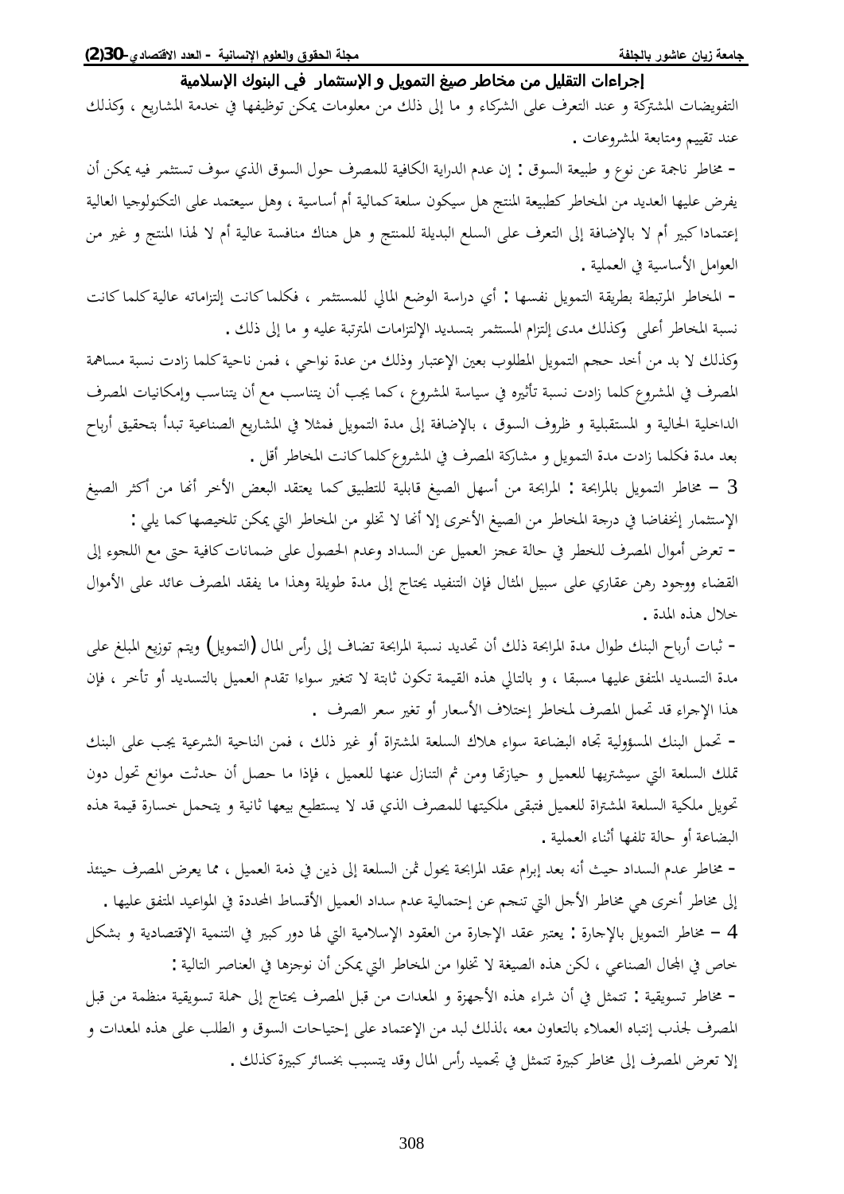التفويضات المشتركة و عند التعرف على الشركاء و ما إلى ذلك من معلومات يمكن توظيفها في خدمة المشاريع ، وكذلك عند تقييم ومتابعة المشروعات .

- مخاطر ناجمة عن نوع و طبيعة السوق : إن عدم الدراية الكافية للمصرف حول السوق الذي سوف تستثمر فيه يمكن أن يفرض عليها العديد من المخاطر كطبيعة المنتج هل سيكون سلعة كمالية أم أساسية ، وهل سيعتمد على التكنولوجيا العالية إعتمادا كبير أم لا بالإضافة إلى التعرف على السلع البديلة للمنتج و هل هناك منافسة عالية أم لا لهذا المنتج و غير من العوامل الأساسية في العملية .

- المخاطر المرتبطة بطريقة التمويل نفسها : أي دراسة الوضع المالي للمستثمر ، فكلما كانت إلتزاماته عالية كلما كانت نسبة المخاطر أعلى وكذلك مدى إلتزام المستثمر بتسديد الإلتزامات المترتبة عليه و ما إلى ذلك .

وكذلك لا بد من أخد حجم التمويل المطلوب بعين الإعتبار وذلك من عدة نواحي ، فمن ناحية كلما زادت نسبة مساهمة المصرف في المشروع كلما زادت نسبة تأثيره في سياسة المشروع ،كما يجب أن يتناسب مع أن يتناسب وإمكانيات المصرف الداخلية الحالية و المستقبلية و ظروف السوق ، بالإضافة إلى مدة التمويل فمثلا في المشاريع الصناعية تبدأ بتحقيق أرباح بعد مدة فكلما زادت مدة التمويل و مشاركة المصرف في المشروع كلما كانت المخاطر أقل .

3 – مخاطر التمويل بالمرابحة : المرابحة من أسهل الصيغ قابلية للتطبيق كما يعتقد البعض الأخر أنها من أكثر الصيغ الإستثمار إنخفاضا في درجة المخاطر من الصيغ الأخرى إلا أنها لا تخلو من المخاطر التي يمكن تلخيصها كما يلي :

- تعرض أموال المصرف للخطر في حالة عجز العميل عن السداد وعدم الحصول على ضمانات كافية حتى مع اللجوء إلى القضاء ووجود رهن عقاري على سبيل المثال فإن التنفيد يحتاج إلى مدة طويلة وهذا ما يفقد المصرف عائد على الأموال خلال هذه المدة .

- ثبات أرباح البنك طوال مدة المرابحة ذلك أن تحديد نسبة المرابحة تضاف إلى رأس المال (التمويل) ويتم توزيع المبلغ على مدة التسديد المتفق عليها مسبقا ، و بالتالي هذه القيمة تكون ثابتة لا تتغير سواءا تقدم العميل بالتسديد أو تأخر ، فإن هذا الإجراء قد تحمل المصرف لمخاطر إختلاف الأسعار أو تغير سعر الصرف .

- تحمل البنك المسؤولية تجاه البضاعة سواء هلاك السلعة المشتراة أو غير ذلك ، فمن الناحية الشرعية يجب على البنك تملك السلعة التي سيشتريها للعميل و حيازتها ومن ثم التنازل عنها للعميل ، فإذا ما حصل أن حدثت موانع تحول دون تحويل ملكية السلعة المشتراة للعميل فتبقى ملكيتها للمصرف الذي قد لا يستطيع بيعها ثانية و يتحمل خسارة قيمة هذه البضاعة أو حالة تلفها أثناء العملية .

- مخاطر عدم السداد حيث أنه بعد إبرام عقد المرابحة يحول ثمن السلعة إلى دين في ذمة العميل ، مما يعرض المصرف حينئذ إلى مخاطر أخرى هي مخاطر الأجل التي تنجم عن إحتمالية عدم سداد العميل الأقساط المحددة في المواعيد المتفق عليها .

4 – مخاطر التمويل بالإجارة : يعتبر عقد الإجارة من العقود الإسلامية التي لها دور كبير في التنمية الإقتصادية و بشكل خاص في المجال الصناعي ، لكن هذه الصيغة لا تخلوا من المخاطر التي يمكن أن نوجزها في العناصر التالية :

- مخاطر تسويقية : تتمثل في أن شراء هذه الأجهزة و المعدات من قبل المصرف يحتاج إلى حملة تسويقية منظمة من قبل المصرف لجذب إنتباه العملاء بالتعاون معه ،لذلك لبد من الإعتماد على إحتياجات السوق و الطلب على هذه المعدات و إلا تعرض المصرف إلى مخاطر كبيرة تتمثل في تجميد رأس المال وقد يتسبب بخسائر كبيرة كذلك .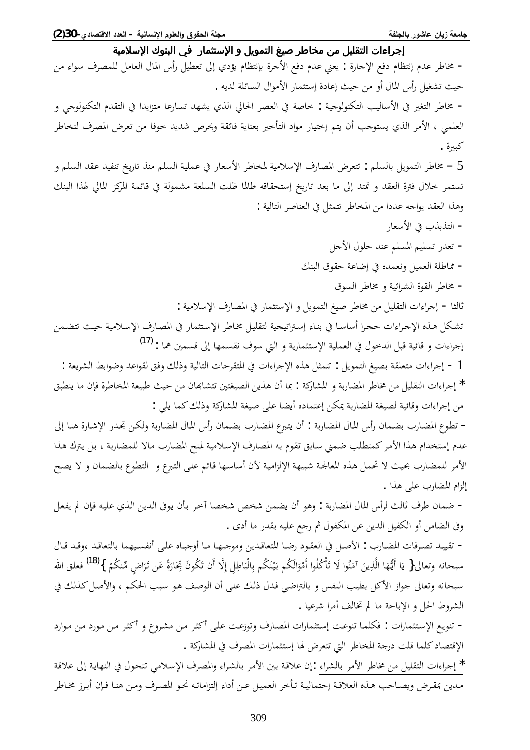- مخاطر عدم إنتظام دفع الإجارة : يعني عدم دفع الأجرة بإنتظام يؤدي إلى تعطيل رأس المال العامل للمصرف سواء من حيث تشغيل رأس المال أو من حيث إعادة إستثمار الأموال السائلة لديه .

- مخاطر التغير في الأساليب التكنولوجية : خاصة في العصر الحالي الذي يشهد تسارعا متزايدا في التقدم التكنولوجي و العلمي ، الأمر الذي يستوجب أن يتم إختيار مواد التأخير بعناية فائقة وبحرص شديد خوفا من تعرض المصرف لمخاطر كبيرة .

5 – مخاطر التمويل بالسلم : تتعرض المصارف الإسلامية لمخاطر الأسعار في عملية السلم منذ تاريخ تنفيذ عقد السلم و تستمر خلال فترة العقد و تمتد إلى ما بعد تاريخ إستحقاقه طالما ظلت السلعة مشمولة في قائمة المركز المالي لهذا البنك وهذا العقد يواجه عددا من المخاطر تتمثل في العناصر التالية :

- التذبذب في الأسعار
- تعذر تسليم المسلم عند حلول الأجل
- مماطلة العميل ونعمده في إضاعة حقوق البنك
- مخاطر القوة الشرائية و مخاطر السوق

ثالثا - إجراءات التقليل من مخاطر صيغ التمويل و الإستثمار في المصارف الإسلامية :

تشكل هذه الإجراءات حجرا أساسا في بناء إستراتيجية لتقليل مخاطر الإستثمار في المصارف الإسلامية حيث تتضمن إجراءات و قائية قبل الدخول في العملية الإستثمارية و التي سوف نقسمها إلى قسمين هما : [17]

1 - إجراءات متعلقة بصيغ التمويل : تتمثل هذه الإجراءات في المتقرحات التالية وذلك وفق لقواعد وضوابط الشريعة :

* إجراءات التقليل من مخاطر المضاربة و المشاركة : بما أن هذين الصيغتين تتشابهان من حيث طبيعة المخاطرة فإن ما ينطبق من إجراءات وقائية لصيغة المضاربة يمكن إعتماده أيضا على صيغة المشاركة وذلك كما يلي :

- تطوع المضارب بضمان رأس المال المضاربة : أن يتبرع المضارب بضمان رأس المال المضاربة ولكن تجدر الإشارة هنا إلى عدم إستخدام هذا الأمر كمتطلب ضمني سابق تقوم به المصارف الإسلامية لمنح المضارب مالا للمضاربة ، بل يترك هذا الأمر للمضارب بحيث لا تحمل هذه المعالجة شبيهة الإلزامية لأن أساسها قائم على التبرع و التطوع بالضمان و لا يصح إلزام المضارب على هذا .

- ضمان طرف ثالث لرأس المال المضاربة : وهو أن يضمن شخص شخصا آخر بأن يوفي الدين الذي عليه فإن لم يفعل وفى الضامن أو الكفيل الدين عن المكفول ثم رجع عليه بقدر ما أدى .

- تقييد تصرفات المضارب : الأصل في العقود رضا المتعاقدين وموجبها ما أوجباه على أنفسيهما بالتعاقد ،وقد قال سبحانه وتعالى{ يَا أَيُّهَا الَّذِينَ آمَنُوا لَا تَأْكُلُوا أَمْوَالَكُم بَيْنَكُم بِالْبَاطِلِ إِلَّا أَن تَكُونَ تِجَارَةً عَن تَرَاضٍ مِّنكُمْ }[18] فعلق الله سبحانه وتعالى جواز الأكل بطيب النفس و بالتراضي فدل ذلك على أن الوصف هو سبب الحكم ، والأصل كذلك في الشروط الحل و الإباحة ما لم تخالف أمرا شرعيا .

- تنويع الإستثمارات : فكلما تنوعت إستثمارات المصارف وتوزعت على أكثر من مشروع و أكثر من مورد من موارد الإقتصاد كلما قلت درجة المخاطر التي تتعرض لها إستثمارات المصرف في المشاركة .

* إجراءات التقليل من مخاطر الأمر بالشراء :إن علاقة بين الأمر بالشراء والمصرف الإسلامي تتحول في النهاية إلى علاقة مدين بمقرض ويصاحب هذه العلاقة إحتمالية تأخر العميل عن أداء إلتزاماته نحو المصرف ومن هنا فإن أبرز مخاطر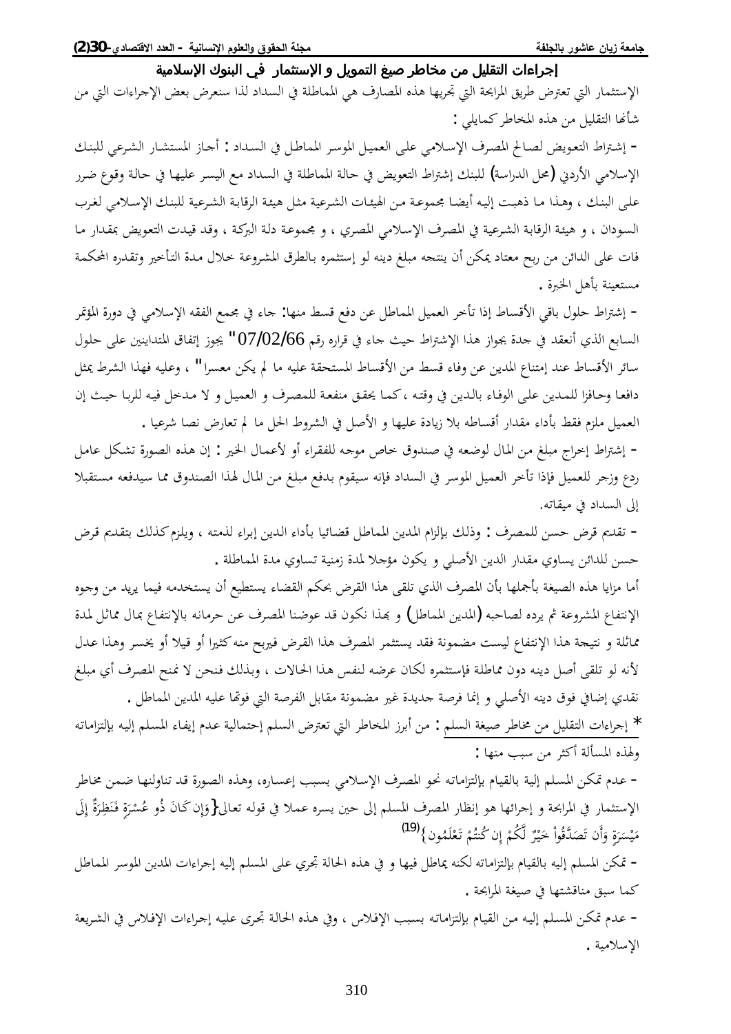## إجراءات التقليل من مخاطر صيغ التمويل و الإستثمار في البنوك الإسلامية

الإستثمار التي تعترض طريق المرابحة التي تجريها هذه المصارف هي المماطلة في السداد لذا سنعرض بعض الإجراءات التي من شأنها التقليل من هذه المخاطر كمايلي :

- إشتراط التعويض لصالح المصرف الإسلامي على العميل الموسر المماطل في السداد : أجاز المستشار الشرعي للبنك الإسلامي الأردني (محل الدراسة) للبنك إشتراط التعويض في حالة المماطلة في السداد مع اليسر عليها في حالة وقوع ضرر على البنك ، وهذا ما ذهبت إليه أيضا مجموعة من الهيئات الشرعية مثل هيئة الرقابة الشرعية للبنك الإسلامي لغرب السودان ، و هيئة الرقابة الشرعية في المصرف الإسلامي المصري ، و مجموعة دلة البركة ، وقد قيدت التعويض بمقدار ما فات على الدائن من ربح معتاد يمكن أن ينتجه مبلغ دينه لو إستثمره بالطرق المشروعة خلال مدة التأخير وتقدره المحكمة مستعينة بأهل الخبرة .

- إشتراط حلول باقي الأقساط إذا تأخر العميل المماطل عن دفع قسط منها: جاء في مجمع الفقه الإسلامي في دورة المؤتمر السابع الذي أنعقد في جدة بجواز هذا الإشتراط حيث جاء في قراره رقم 07/02/66" يجوز إتفاق المتداينين على حلول سائر الأقساط عند إمتناع المدين عن وفاء قسط من الأقساط المستحقة عليه ما لم يكن معسرا" ، وعليه فهذا الشرط يمثل دافعا وحافزا للمدين على الوفاء بالدين في وقته ،كما يحقق منفعة للمصرف و العميل و لا مدخل فيه للربا حيث إن العميل ملزم فقط بأداء مقدار أقساطه بلا زيادة عليها و الأصل في الشروط الحل ما لم تعارض نصا شرعيا .

- إشتراط إخراج مبلغ من المال لوضعه في صندوق خاص موجه للفقراء أو لأعمال الخير : إن هذه الصورة تشكل عامل ردع وزجر للعميل فإذا تأخر العميل الموسر في السداد فإنه سيقوم بدفع مبلغ من المال لهذا الصندوق مما سيدفعه مستقبلا إلى السداد في ميقاته.

- تقديم قرض حسن للمصرف : وذلك بإلزام المدين المماطل قضائيا بأداء الدين إبراء لذمته ، ويلزم كذلك بتقديم قرض حسن للدائن يساوي مقدار الدين الأصلي و يكون مؤجلا لمدة زمنية تساوي مدة المماطلة .

أما مزايا هذه الصيغة بأجملها بأن المصرف الذي تلقى هذا القرض بحكم القضاء يستطيع أن يستخدمه فيما يريد من وجوه الإنتفاع المشروعة ثم يرده لصاحبه (المدين المماطل) و بهذا نكون قد عوضنا المصرف عن حرمانه بالإنتفاع بمال مماثل لمدة مماثلة و نتيجة هذا الإنتفاع ليست مضمونة فقد يستثمر المصرف هذا القرض فيربح منه كثيرا أو قيلا أو يخسر وهذا عدل لأنه لو تلقى أصل دينه دون مماطلة فإستثمره لكان عرضه لنفس هذا الحالات ، وبذلك فنحن لا نمنح المصرف أي مبلغ نقدي إضافي فوق دينه الأصلي و إنما فرصة جديدة غير مضمونة مقابل الفرصة التي فوتها عليه المدين المماطل .

* إجراءات التقليل من مخاطر صيغة السلم : من أبرز المخاطر التي تعترض السلم إحتمالية عدم إيفاء المسلم إليه بإلتزاماته ولهذه المسألة أكثر من سبب منها :

- عدم تمكن المسلم إلية بالقيام بإلتزاماته نحو المصرف الإسلامي بسبب إعساره، وهذه الصورة قد تناولنها ضمن مخاطر الإستثمار في المرابحة و إجرائها هو إنظار المصرف المسلم إلى حين يسره عملا في قوله تعالى{وَإِن كَانَ ذُو عُسْرَةٍ فَنَظِرَةٌ إِلَى مَيْسَرَةٍ وَأَن تَصَدَّقُواْ خَيْرٌ لَّكُمْ إِن كُنتُمْ تَعْلَمُون}[19]

- تمكن المسلم إليه بالقيام بإلتزاماته لكنه يماطل فيها و في هذه الحالة تجري على المسلم إليه إجراءات المدين الموسر المماطل كما سبق مناقشتها في صيغة المرابحة .

- عدم تمكن المسلم إليه من القيام بإلتزاماته بسبب الإفلاس ، وفي هذه الحالة تجرى عليه إجراءات الإفلاس في الشريعة الإسلامية .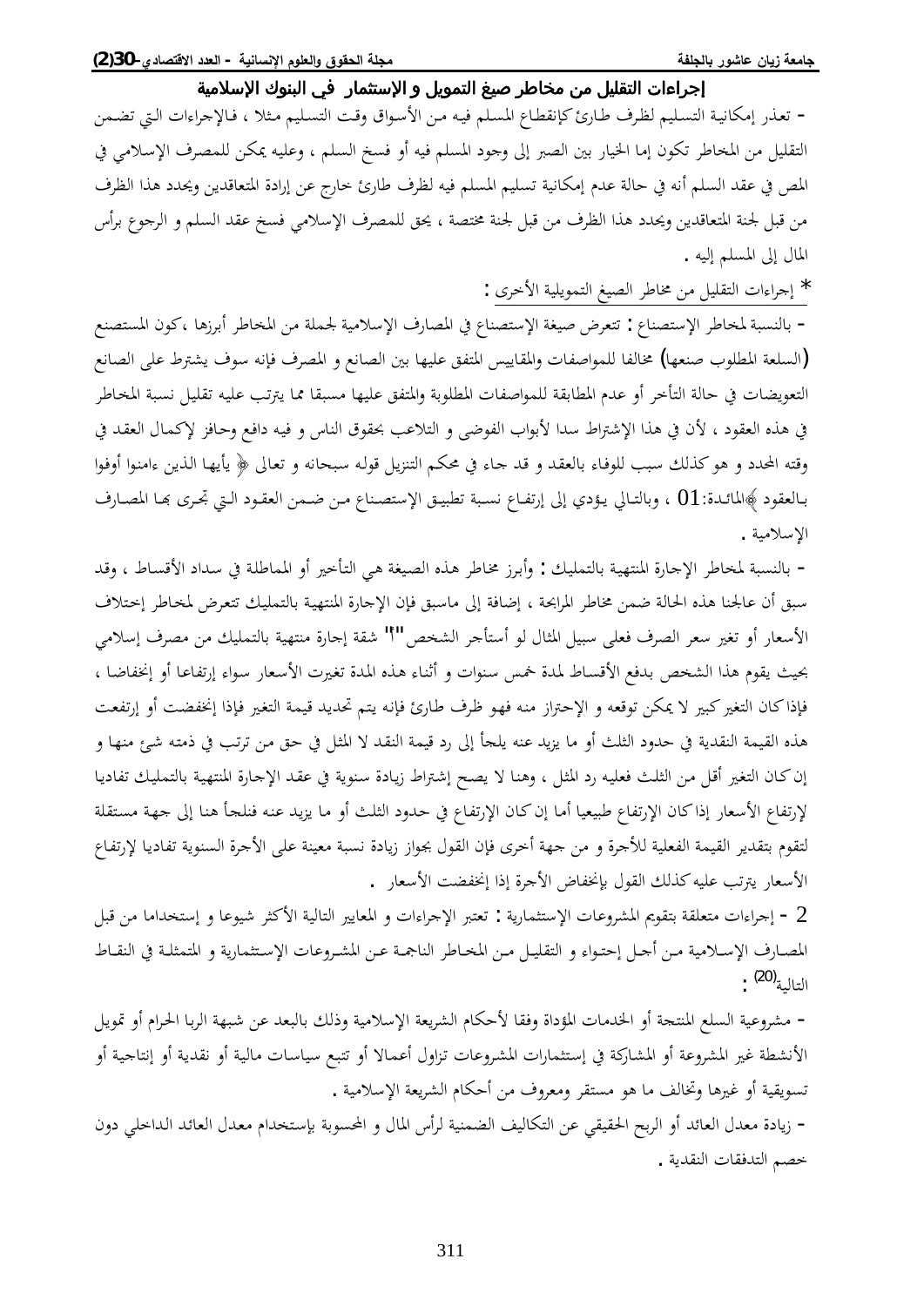- تعذر إمكانية التسليم لظرف طارئ كإنقطاع المسلم فيه من الأسواق وقت التسليم مثلا ، فالإجراءات التي تضمن التقليل من المخاطر تكون إما الخيار بين الصبر إلى وجود المسلم فيه أو فسخ السلم ، وعليه يمكن للمصرف الإسلامي في المص في عقد السلم أنه في حالة عدم إمكانية تسليم المسلم فيه لظرف طارئ خارج عن إرادة المتعاقدين ويحدد هذا الظرف من قبل لجنة المتعاقدين ويحدد هذا الظرف من قبل لجنة مختصة ، يحق للمصرف الإسلامي فسخ عقد السلم و الرجوع برأس المال إلى المسلم إليه .

\* إجراءات التقليل من مخاطر الصيغ التمويلية الأخرى :

- بالنسبة لمخاطر الإستصناع : تتعرض صيغة الإستصناع في المصارف الإسلامية لجملة من المخاطر أبرزها ،كون المستصنع (السلعة المطلوب صنعها) مخالفا للمواصفات والمقاييس المتفق عليها بين الصانع و المصرف فإنه سوف يشترط على الصانع التعويضات في حالة التأخر أو عدم المطابقة للمواصفات المطلوبة والمتفق عليها مسبقا مما يترتب عليه تقليل نسبة المخاطر في هذه العقود ، لأن في هذا الإشتراط سدا لأبواب الفوضى و التلاعب بحقوق الناس و فيه دافع وحافز لإكمال العقد في وقته المحدد و هو كذلك سبب للوفاء بالعقد و قد جاء في محكم التنزيل قوله سبحانه و تعالى ﴿ يأيها الذين ءامنوا أوفوا بالعقود ﴾المائدة:01 ، وبالتالي يؤدي إلى إرتفاع نسبة تطبيق الإستصناع من ضمن العقود التي تجرى بها المصارف الإسلامية .

- بالنسبة لمخاطر الإجارة المنتهية بالتمليك : وأبرز مخاطر هذه الصيغة هي التأخير أو المماطلة في سداد الأقساط ، وقد سبق أن عالجنا هذه الحالة ضمن مخاطر المرابحة ، إضافة إلى ماسبق فإن الإجارة المنتهية بالتمليك تتعرض لمخاطر إختلاف الأسعار أو تغير سعر الصرف فعلى سبيل المثال لو أستأجر الشخص "أ" شقة إجارة منتهية بالتمليك من مصرف إسلامي بحيث يقوم هذا الشخص بدفع الأقساط لمدة خمس سنوات و أثناء هذه المدة تغيرت الأسعار سواء إرتفاعا أو إنخفاضا ، فإذا كان التغير كبير لا يمكن توقعه و الإحتراز منه فهو ظرف طارئ فإنه يتم تحديد قيمة التغير فإذا إنخفضت أو إرتفعت هذه القيمة النقدية في حدود الثلث أو ما يزيد عنه يلجأ إلى رد قيمة النقد لا المثل في حق من ترتب في ذمته شئ منها و إن كان التغير أقل من الثلث فعليه رد المثل ، وهنا لا يصح إشتراط زيادة سنوية في عقد الإجارة المنتهية بالتمليك تفاديا لإرتفاع الأسعار إذا كان الإرتفاع طبيعيا أما إن كان الإرتفاع في حدود الثلث أو ما يزيد عنه فنلجأ هنا إلى جهة مستقلة لتقوم بتقدير القيمة الفعلية للأجرة و من جهة أخرى فإن القول بجواز زيادة نسبة معينة على الأجرة السنوية تفاديا لإرتفاع الأسعار يترتب عليه كذلك القول بإنخفاض الأجرة إذا إنخفضت الأسعار .

2 - إجراءات متعلقة بتقويم المشروعات الإستثمارية : تعتبر الإجراءات و المعايير التالية الأكثر شيوعا و إستخداما من قبل المصارف الإسلامية من أجل إحتواء و التقليل من المخاطر الناجمة عن المشروعات الإستثمارية و المتمثلة في النقاط التالية[20] :

- مشروعية السلع المنتجة أو الخدمات المؤداة وفقا لأحكام الشريعة الإسلامية وذلك بالبعد عن شبهة الربا الحرام أو تمويل الأنشطة غير المشروعة أو المشاركة في إستثمارات المشروعات تزاول أعمالا أو تتبع سياسات مالية أو نقدية أو إنتاجية أو تسويقية أو غيرها وتخالف ما هو مستقر ومعروف من أحكام الشريعة الإسلامية .

- زيادة معدل العائد أو الربح الحقيقي عن التكاليف الضمنية لرأس المال و المحسوبة بإستخدام معدل العائد الداخلي دون خصم التدفقات النقدية .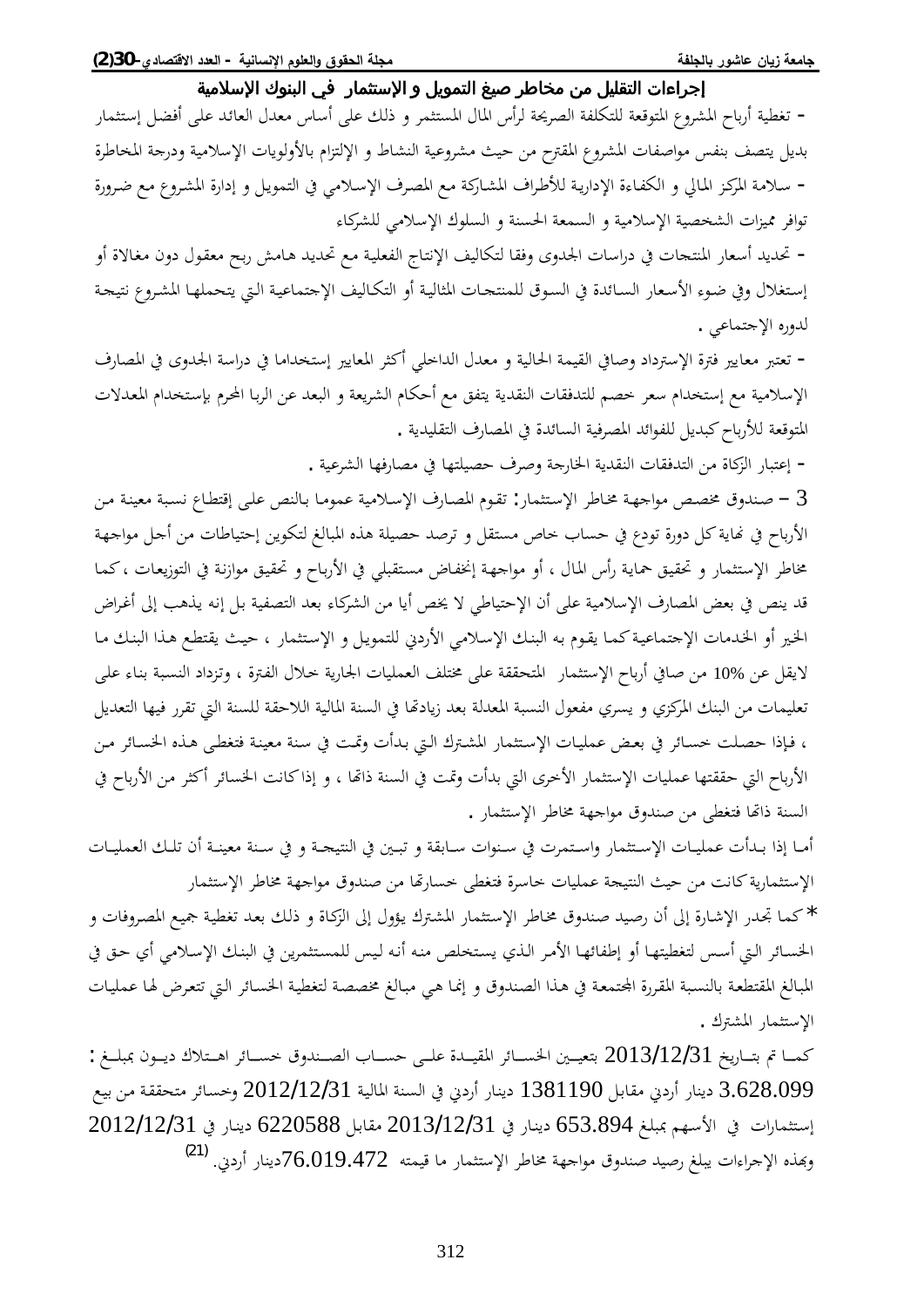- تغطية أرباح المشروع المتوقعة للتكلفة الصريحة لرأس المال المستثمر و ذلك على أساس معدل العائد على أفضل إستثمار بديل يتصف بنفس مواصفات المشروع المقترح من حيث مشروعية النشاط و الإلتزام بالأولويات الإسلامية ودرجة المخاطرة

- سلامة المركز المالي و الكفاءة الإدارية للأطراف المشاركة مع المصرف الإسلامي في التمويل و إدارة المشروع مع ضرورة توافر مميزات الشخصية الإسلامية و السمعة الحسنة و السلوك الإسلامي للشركاء

- تحديد أسعار المنتجات في دراسات الجدوى وفقا لتكاليف الإنتاج الفعلية مع تحديد هامش ربح معقول دون مغالاة أو إستغلال وفي ضوء الأسعار السائدة في السوق للمنتجات المثالية أو التكاليف الإجتماعية التي يتحملها المشروع نتيجة لدوره الإجتماعي .

- تعتبر معايير فترة الإسترداد وصافي القيمة الحالية و معدل الداخلي أكثر المعايير إستخداما في دراسة الجدوى في المصارف الإسلامية مع إستخدام سعر خصم للتدفقات النقدية يتفق مع أحكام الشريعة و البعد عن الربا المحرم بإستخدام المعدلات المتوقعة للأرباح كبديل للفوائد المصرفية السائدة في المصارف التقليدية .

- إعتبار الزكاة من التدفقات النقدية الخارجة وصرف حصيلتها في مصارفها الشرعية .

3 – صندوق مخصص مواجهة مخاطر الإستثمار: تقوم المصارف الإسلامية عموما بالنص على إقتطاع نسبة معينة من الأرباح في نهاية كل دورة تودع في حساب خاص مستقل و ترصد حصيلة هذه المبالغ لتكوين إحتياطات من أجل مواجهة مخاطر الإستثمار و تحقيق حماية رأس المال ، أو مواجهة إنخفاض مستقبلي في الأرباح و تحقيق موازنة في التوزيعات ، كما قد ينص في بعض المصارف الإسلامية على أن الإحتياطي لا يخص أيا من الشركاء بعد التصفية بل إنه يذهب إلى أغراض الخير أو الخدمات الإجتماعية كما يقوم به البنك الإسلامي الأردني للتمويل و الإستثمار ، حيث يقتطع هذا البنك ما لايقل عن 10% من صافي أرباح الإستثمار المتحققة على مختلف العمليات الجارية خلال الفترة ، وتزداد النسبة بناء على تعليمات من البنك المركزي و يسري مفعول النسبة المعدلة بعد زيادتها في السنة المالية اللاحقة للسنة التي تقرر فيها التعديل ، فإذا حصلت خسائر في بعض عمليات الإستثمار المشترك التي بدأت وتمت في سنة معينة فتغطى هذه الخسائر من الأرباح التي حققتها عمليات الإستثمار الأخرى التي بدأت وتمت في السنة ذاتها ، و إذا كانت الخسائر أكثر من الأرباح في السنة ذاتها فتغطى من صندوق مواجهة مخاطر الإستثمار .

أما إذا بدأت عمليات الإستثمار واستمرت في سنوات سابقة و تبين في النتيجة و في سنة معينة أن تلك العمليات الإستثمارية كانت من حيث النتيجة عمليات خاسرة فتغطى خسارتها من صندوق مواجهة مخاطر الإستثمار

*كما تجدر الإشارة إلى أن رصيد صندوق مخاطر الإستثمار المشترك يؤول إلى الزكاة و ذلك بعد تغطية جميع المصروفات و الخسائر التي أسس لتغطيتها أو إطفائها الأمر الذي يستخلص منه أنه ليس للمستثمرين في البنك الإسلامي أي حق في المبالغ المقتطعة بالنسبة المقررة المجتمعة في هذا الصندوق و إنما هي مبالغ مخصصة لتغطية الخسائر التي تتعرض لها عمليات الإستثمار المشترك .

كما تم بتاريخ 2013/12/31 بتعيين الخسائر المقيدة على حساب الصندوق خسائر اهتلاك ديون بمبلغ : 3.628.099 دينار أردني مقابل 1381190 دينار أردني في السنة المالية 2012/12/31 وخسائر متحققة من بيع إستثمارات في الأسهم بمبلغ 653.894 دينار في 2013/12/31 مقابل 6220588 دينار في 2012/12/31 وبهذه الإجراءات يبلغ رصيد صندوق مواجهة مخاطر الإستثمار ما قيمته 76.019.472دينار أردني. [21]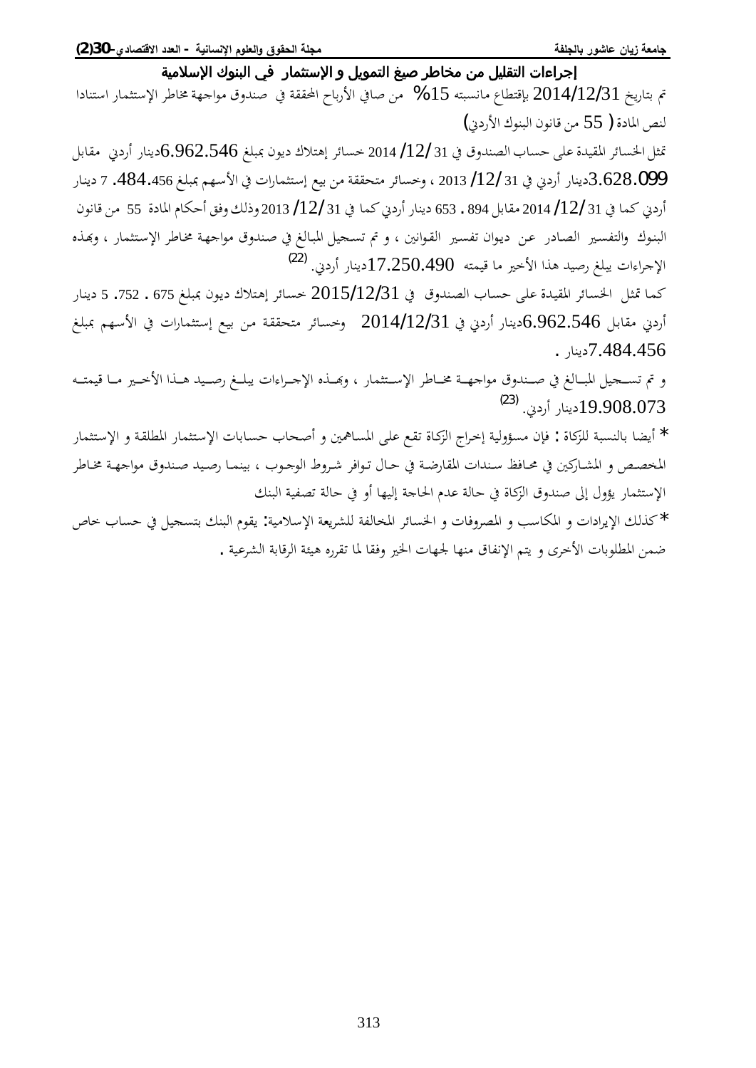## إجراءات التقليل من مخاطر صيغ التمويل و الإستثمار في البنوك الإسلامية

تم بتاريخ 2014/12/31 بإقتطاع مانسبته 15% من صافي الأرباح المحققة في صندوق مواجهة مخاطر الإستثمار استنادا لنص المادة ( 55 من قانون البنوك الأردني)

تمثل الخسائر المقيدة على حساب الصندوق في 31 /12/ 2014 خسائر إهتلاك ديون بمبلغ 6.962.546دينار أردني مقابل 3.628.099دينار أردني في 31 /12/ 2013 ، وخسائر متحققة من بيع إستثمارات في الأسهم بمبلغ 456.484. 7 دينار أردني كما في 31 /12/ 2014 مقابل 894 . 653 دينار أردني كما في 31 /12/ 2013 وذلك وفق أحكام المادة 55 من قانون البنوك والتفسير الصادر عن ديوان تفسير القوانين ، و تم تسجيل المبالغ في صندوق مواجهة مخاطر الإستثمار ، وبهذه الإجراءات يبلغ رصيد هذا الأخير ما قيمته 17.250.490دينار أردني. [22]

كما تمثل الخسائر المقيدة على حساب الصندوق في 2015/12/31 خسائر إهتلاك ديون بمبلغ 675 . 752. 5 دينار أردني مقابل 6.962.546دينار أردني في 2014/12/31 وخسائر متحققة من بيع إستثمارات في الأسهم بمبلغ 7.484.456دينار .

و تم تسجيل المبالغ في صندوق مواجهة مخاطر الإستثمار ، وبهذه الإجراءات يبلغ رصيد هذا الأخير ما قيمته 19.908.073دينار أردني. [23]

* أيضا بالنسبة للزكاة : فإن مسؤولية إخراج الزكاة تقع على المساهمين و أصحاب حسابات الإستثمار المطلقة و الإستثمار المخصص و المشاركين في محافظ سندات المقارضة في حال توافر شروط الوجوب ، بينما رصيد صندوق مواجهة مخاطر الإستثمار يؤول إلى صندوق الزكاة في حالة عدم الحاجة إليها أو في حالة تصفية البنك

*كذلك الإيرادات و المكاسب و المصروفات و الخسائر المخالفة للشريعة الإسلامية: يقوم البنك بتسجيل في حساب خاص ضمن المطلوبات الأخرى و يتم الإنفاق منها لجهات الخير وفقا لما تقرره هيئة الرقابة الشرعية .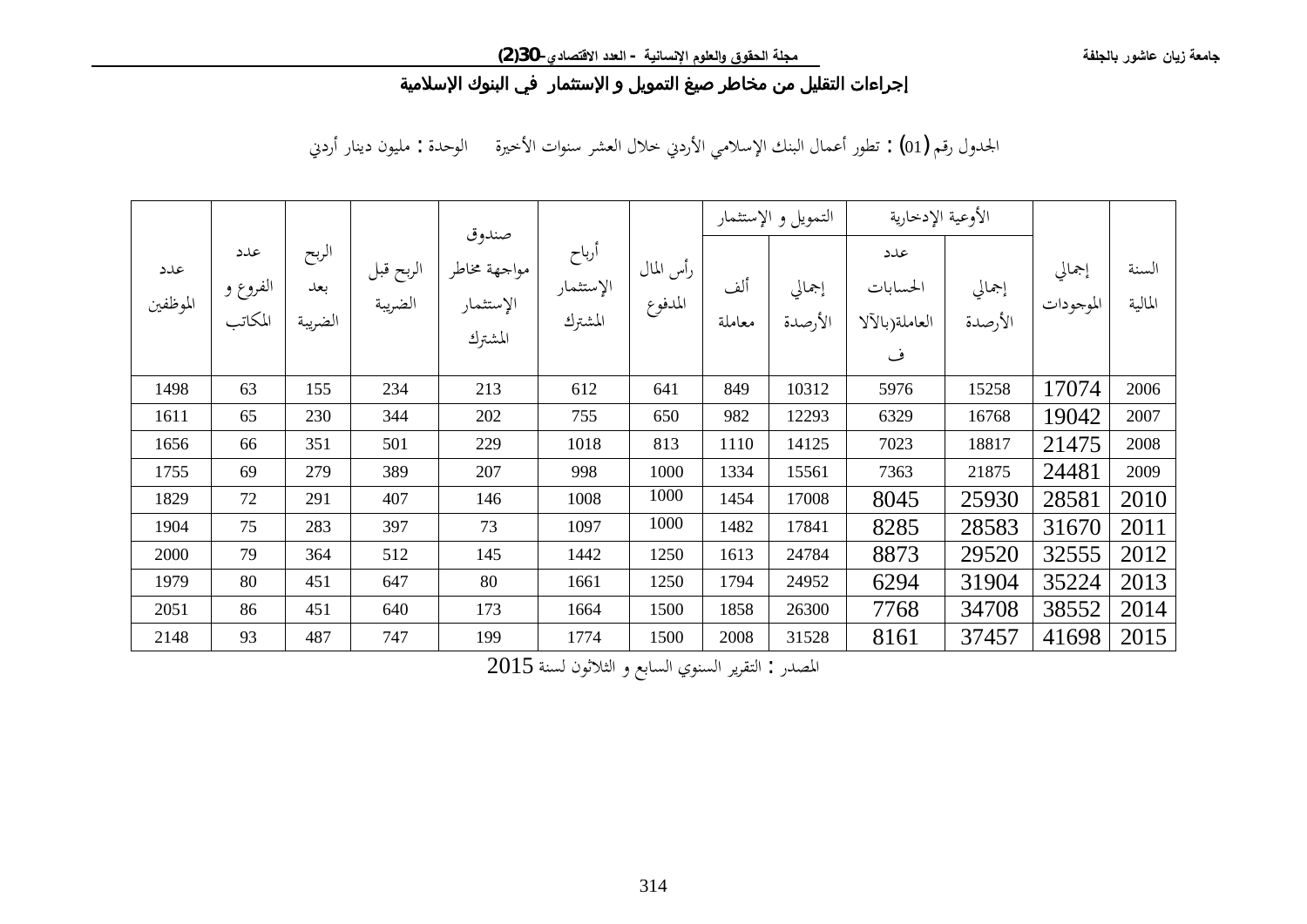## إجراءات التقليل من مخاطر صيغ التمويل و الإستثمار في البنوك الإسلامية

الجدول رقم (01) : تطور أعمال البنك الإسلامي الأردني خلال العشر سنوات الأخيرة الوحدة : مليون دينار أردني

| السنة المالية | إجمالي الموجودات | الأوعية الإدخارية | | التمويل و الإستثمار | | رأس المال المدفوع | أرباح الإستثمار المشترك | صندوق مواجهة مخاطر الإستثمار المشترك | الربح قبل الضريبة | الربح بعد الضريبة | عدد الفروع و المكاتب | عدد الموظفين |
|---|---|---|---|---|---|---|---|---|---|---|---|---|
| | | إجمالي الأرصدة | عدد الحسابات العاملة(بالآلاف) | إجمالي الأرصدة | ألف معاملة | | | | | | | |
| 2006 | 17074 | 15258 | 5976 | 10312 | 849 | 641 | 612 | 213 | 234 | 155 | 63 | 1498 |
| 2007 | 19042 | 16768 | 6329 | 12293 | 982 | 650 | 755 | 202 | 344 | 230 | 65 | 1611 |
| 2008 | 21475 | 18817 | 7023 | 14125 | 1110 | 813 | 1018 | 229 | 501 | 351 | 66 | 1656 |
| 2009 | 24481 | 21875 | 7363 | 15561 | 1334 | 1000 | 998 | 207 | 389 | 279 | 69 | 1755 |
| 2010 | 28581 | 25930 | 8045 | 17008 | 1454 | 1000 | 1008 | 146 | 407 | 291 | 72 | 1829 |
| 2011 | 31670 | 28583 | 8285 | 17841 | 1482 | 1000 | 1097 | 73 | 397 | 283 | 75 | 1904 |
| 2012 | 32555 | 29520 | 8873 | 24784 | 1613 | 1250 | 1442 | 145 | 512 | 364 | 79 | 2000 |
| 2013 | 35224 | 31904 | 6294 | 24952 | 1794 | 1250 | 1661 | 80 | 647 | 451 | 80 | 1979 |
| 2014 | 38552 | 34708 | 7768 | 26300 | 1858 | 1500 | 1664 | 173 | 640 | 451 | 86 | 2051 |
| 2015 | 41698 | 37457 | 8161 | 31528 | 2008 | 1500 | 1774 | 199 | 747 | 487 | 93 | 2148 |

المصدر : التقرير السنوي السابع و الثلاثون لسنة 2015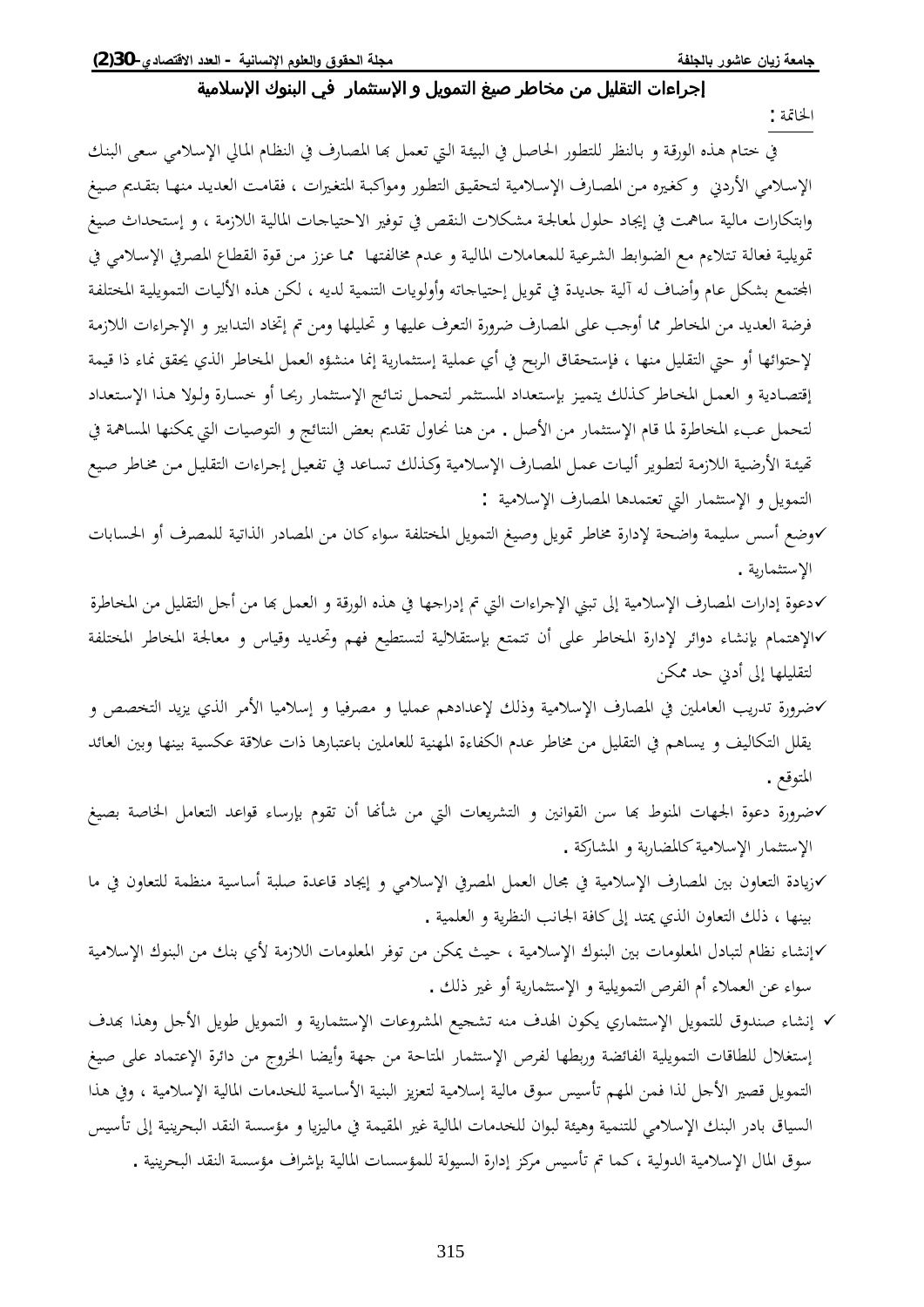## الخاتمة :

في ختام هذه الورقة و بالنظر للتطور الحاصل في البيئة التي تعمل بها المصارف في النظام المالي الإسلامي سعى البنك الإسلامي الأردني وكغيره من المصارف الإسلامية لتحقيق التطور ومواكبة المتغيرات ، فقامت العديد منها بتقديم صيغ وابتكارات مالية ساهمت في إيجاد حلول لمعالجة مشكلات النقص في توفير الاحتياجات المالية اللازمة ، و إستحداث صيغ تمويلية فعالة تتلاءم مع الضوابط الشرعية للمعاملات المالية و عدم مخالفتها مما عزز من قوة القطاع المصرفي الإسلامي في المجتمع بشكل عام وأضاف له آلية جديدة في تمويل إحتياجاته وأولويات التنمية لديه ، لكن هذه الأليات التمويلية المختلفة فرضة العديد من المخاطر مما أوجب على المصارف ضرورة التعرف عليها و تحليلها ومن تم إتخاذ التدابير و الإجراءات اللازمة لإحتوائها أو حتي التقليل منها ، فإستحقاق الربح في أي عملية إستثمارية إنما منشؤه العمل المخاطر الذي يحقق نماء ذا قيمة إقتصادية و العمل المخاطر كذلك يتميز بإستعداد المستثمر لتحمل نتائج الإستثمار ربحا أو خسارة ولولا هذا الإستعداد لتحمل عبء المخاطرة لما قام الإستثمار من الأصل . من هنا نحاول تقديم بعض النتائج و التوصيات التي يمكنها المساهمة في تهيئة الأرضية اللازمة لتطوير أليات عمل المصارف الإسلامية وكذلك تساعد في تفعيل إجراءات التقليل من مخاطر صيغ التمويل و الإستثمار التي تعتمدها المصارف الإسلامية :

- ✓وضع أسس سليمة واضحة لإدارة مخاطر تمويل وصيغ التمويل المختلفة سواء كان من المصادر الذاتية للمصرف أو الحسابات الإستثمارية .
- ✓دعوة إدارات المصارف الإسلامية إلى تبني الإجراءات التي تم إدراجها في هذه الورقة و العمل بها من أجل التقليل من المخاطرة
- ✓الإهتمام بإنشاء دوائر لإدارة المخاطر على أن تتمتع بإستقلالية لتستطيع فهم وتحديد وقياس و معالجة المخاطر المختلفة لتقليلها إلى أدنى حد ممكن
- ✓ضرورة تدريب العاملين في المصارف الإسلامية وذلك لإعدادهم عمليا و مصرفيا و إسلاميا الأمر الذي يزيد التخصص و يقلل التكاليف و يساهم في التقليل من مخاطر عدم الكفاءة المهنية للعاملين باعتبارها ذات علاقة عكسية بينها وبين العائد المتوقع .
- ✓ضرورة دعوة الجهات المنوط بها سن القوانين و التشريعات التي من شأنها أن تقوم بإرساء قواعد التعامل الخاصة بصيغ الإستثمار الإسلامية كالمضاربة و المشاركة .
- ✓زيادة التعاون بين المصارف الإسلامية في مجال العمل المصرفي الإسلامي و إيجاد قاعدة صلبة أساسية منظمة للتعاون في ما بينها ، ذلك التعاون الذي يمتد إلى كافة الجانب النظرية و العلمية .
- ✓إنشاء نظام لتبادل المعلومات بين البنوك الإسلامية ، حيث يمكن من توفر المعلومات اللازمة لأي بنك من البنوك الإسلامية سواء عن العملاء أم الفرص التمويلية و الإستثمارية أو غير ذلك .
- ✓ إنشاء صندوق للتمويل الإستثماري يكون الهدف منه تشجيع المشروعات الإستثمارية و التمويل طويل الأجل وهذا بهدف إستغلال للطاقات التمويلية الفائضة وربطها لفرص الإستثمار المتاحة من جهة وأيضا الخروج من دائرة الإعتماد على صيغ التمويل قصير الأجل لذا فمن المهم تأسيس سوق مالية إسلامية لتعزيز البنية الأساسية للخدمات المالية الإسلامية ، وفي هذا السياق بادر البنك الإسلامي للتنمية وهيئة لبوان للخدمات المالية غير المقيمة في ماليزيا و مؤسسة النقد البحرينية إلى تأسيس سوق المال الإسلامية الدولية ، كما تم تأسيس مركز إدارة السيولة للمؤسسات المالية بإشراف مؤسسة النقد البحرينية .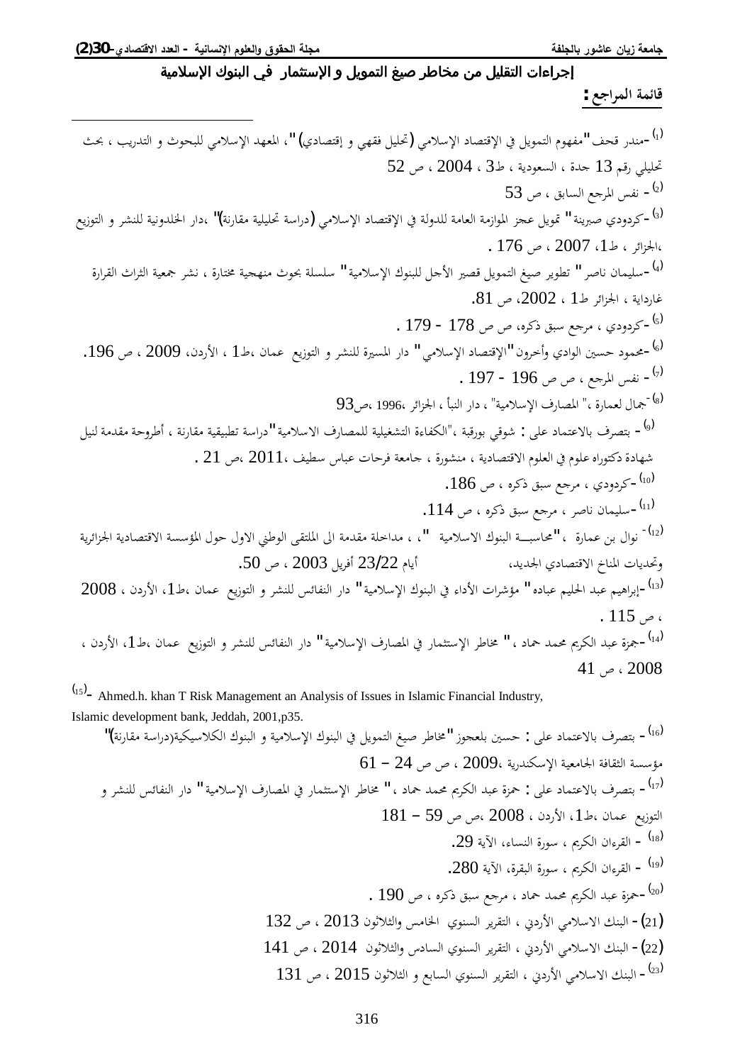## قائمة المراجع :

[1] -مندر قحف "مفهوم التمويل في الإقتصاد الإسلامي (تحليل فقهي و إقتصادي) "، المعهد الإسلامي للبحوث و التدريب ، بحث تحليلي رقم 13 جدة ، السعودية ، ط3 ، 2004 ، ص 52

[2] - نفس المرجع السابق ، ص 53

[3] -كردودي صبرينة " تمويل عجز الموازنة العامة للدولة في الإقتصاد الإسلامي (دراسة تحليلية مقارنة)" ،دار الخلدونية للنشر و التوزيع ،الجزائر ، ط1، 2007 ، ص 176 .

[4] -سليمان ناصر " تطوير صيغ التمويل قصير الأجل للبنوك الإسلامية" سلسلة بحوث منهجية مختارة ، نشر جمعية التراث القرارة غارداية ، الجزائر ط1 ، 2002، ص 81.

[5] -كردودي ، مرجع سبق ذكره، ص ص 178 - 179 .

[6] -محمود حسين الوادي وأخرون "الإقتصاد الإسلامي" دار المسيرة للنشر و التوزيع عمان ،ط1 ، الأردن، 2009 ، ص 196.

[7] - نفس المرجع ، ص ص 196 - 197 .

[8] -جمال لعمارة ،" المصارف الإسلامية" ، دار النبأ ، الجزائر ،1996 ،ص93

[9] - بتصرف بالاعتماد على : شوقي بورقبة ،"الكفاءة التشغيلية للمصارف الاسلامية"دراسة تطبيقية مقارنة ، أطروحة مقدمة لنيل شهادة دكتوراه علوم في العلوم الاقتصادية ، منشورة ، جامعة فرحات عباس سطيف ،2011 ،ص 21 .

[10] -كردودي ، مرجع سبق ذكره ، ص 186.

[11] -سليمان ناصر ، مرجع سبق ذكره ، ص 114.

[12] - نوال بن عمارة ،"محاسبـــة البنوك الاسلامية " ، ، مداخلة مقدمة الى الملتقى الوطني الاول حول المؤسسة الاقتصادية الجزائرية وتحديات المناخ الاقتصادي الجديد، أيام 23/22 أفريل 2003 ، ص 50.

[13] -إبراهيم عبد الحليم عباده " مؤشرات الأداء في البنوك الإسلامية" دار النفائس للنشر و التوزيع عمان ،ط1، الأردن ، 2008 ، ص 115 .

[14] -حمزة عبد الكريم محمد حماد ،" مخاطر الإستثمار في المصارف الإسلامية" دار النفائس للنشر و التوزيع عمان ،ط1، الأردن ، 2008 ، ص 41

[15]- Ahmed.h. khan T Risk Management an Analysis of Issues in Islamic Financial Industry, Islamic development bank, Jeddah, 2001,p35.

[16] - بتصرف بالاعتماد على : حسين بلعجوز "مخاطر صيغ التمويل في البنوك الإسلامية و البنوك الكلاسيكية(دراسة مقارنة)" مؤسسة الثقافة الجامعية الإسكندرية ،2009 ، ص ص 24 – 61

[17] - بتصرف بالاعتماد على : حمزة عبد الكريم محمد حماد ،" مخاطر الإستثمار في المصارف الإسلامية" دار النفائس للنشر و التوزيع عمان ،ط1، الأردن ، 2008 ،ص ص 59 – 181

[18] - القرءان الكريم ، سورة النساء، الآية 29.

[19] - القرءان الكريم ، سورة البقرة، الآية 280.

[20] -حمزة عبد الكريم محمد حماد ، مرجع سبق ذكره ، ص 190 .

(21) - البنك الاسلامي الأردني ، التقرير السنوي الخامس والثلاثون 2013 ، ص 132

(22) - البنك الاسلامي الأردني ، التقرير السنوي السادس والثلاثون 2014 ، ص 141

[23] - البنك الاسلامي الأردني ، التقرير السنوي السابع و الثلاثون 2015 ، ص 131